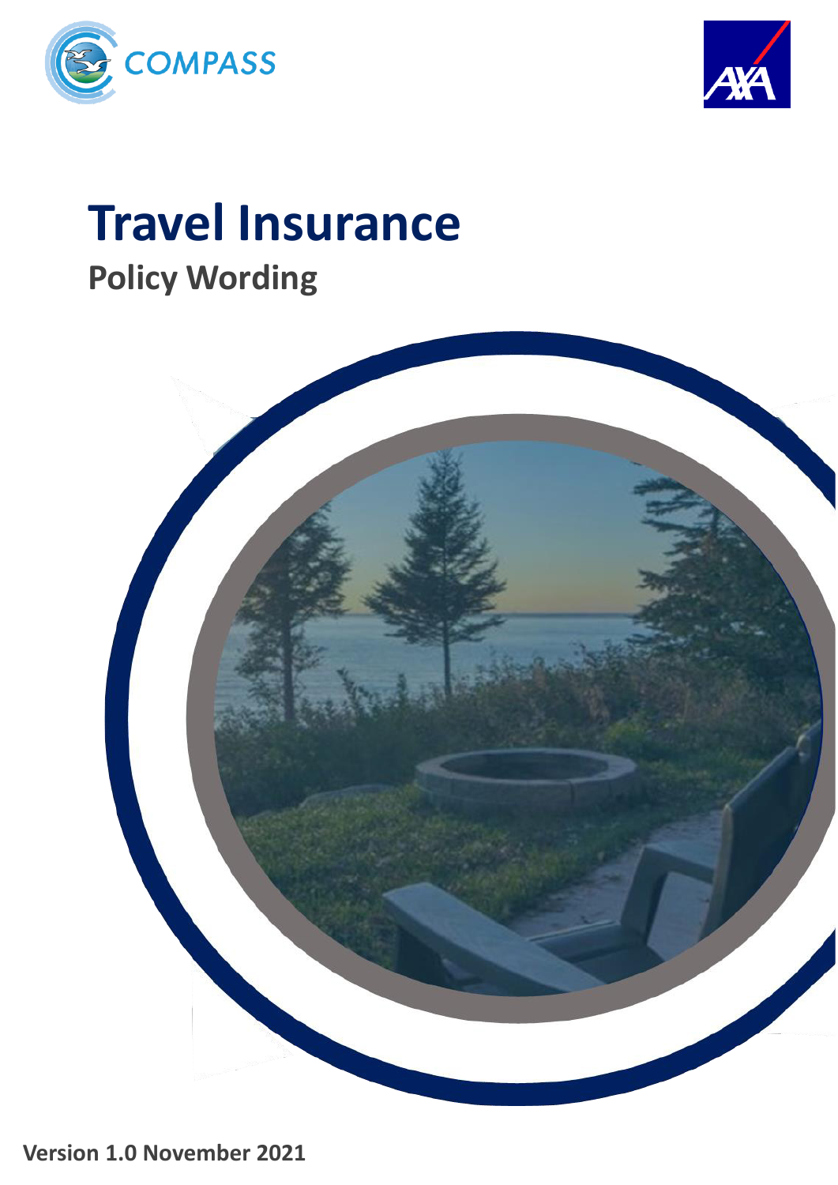COMPASS

AXA

# Travel Insurance

## Policy Wording

**Version 1.0 November 2021**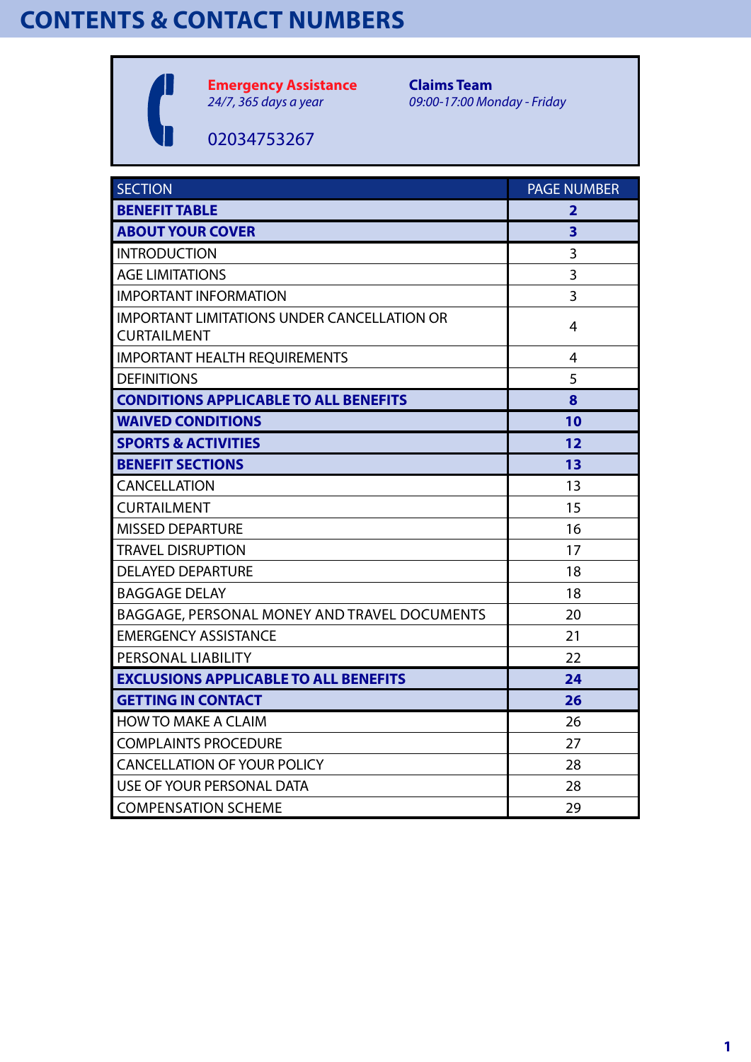# CONTENTS & CONTACT NUMBERS

**Emergency Assistance**
*24/7, 365 days a year*

02034753267

**Claims Team**
*09:00-17:00 Monday - Friday*

| SECTION | PAGE NUMBER |
|---|---|
| **BENEFIT TABLE** | **2** |
| **ABOUT YOUR COVER** | **3** |
| INTRODUCTION | 3 |
| AGE LIMITATIONS | 3 |
| IMPORTANT INFORMATION | 3 |
| IMPORTANT LIMITATIONS UNDER CANCELLATION OR CURTAILMENT | 4 |
| IMPORTANT HEALTH REQUIREMENTS | 4 |
| DEFINITIONS | 5 |
| **CONDITIONS APPLICABLE TO ALL BENEFITS** | **8** |
| **WAIVED CONDITIONS** | **10** |
| **SPORTS & ACTIVITIES** | **12** |
| **BENEFIT SECTIONS** | **13** |
| CANCELLATION | 13 |
| CURTAILMENT | 15 |
| MISSED DEPARTURE | 16 |
| TRAVEL DISRUPTION | 17 |
| DELAYED DEPARTURE | 18 |
| BAGGAGE DELAY | 18 |
| BAGGAGE, PERSONAL MONEY AND TRAVEL DOCUMENTS | 20 |
| EMERGENCY ASSISTANCE | 21 |
| PERSONAL LIABILITY | 22 |
| **EXCLUSIONS APPLICABLE TO ALL BENEFITS** | **24** |
| **GETTING IN CONTACT** | **26** |
| HOW TO MAKE A CLAIM | 26 |
| COMPLAINTS PROCEDURE | 27 |
| CANCELLATION OF YOUR POLICY | 28 |
| USE OF YOUR PERSONAL DATA | 28 |
| COMPENSATION SCHEME | 29 |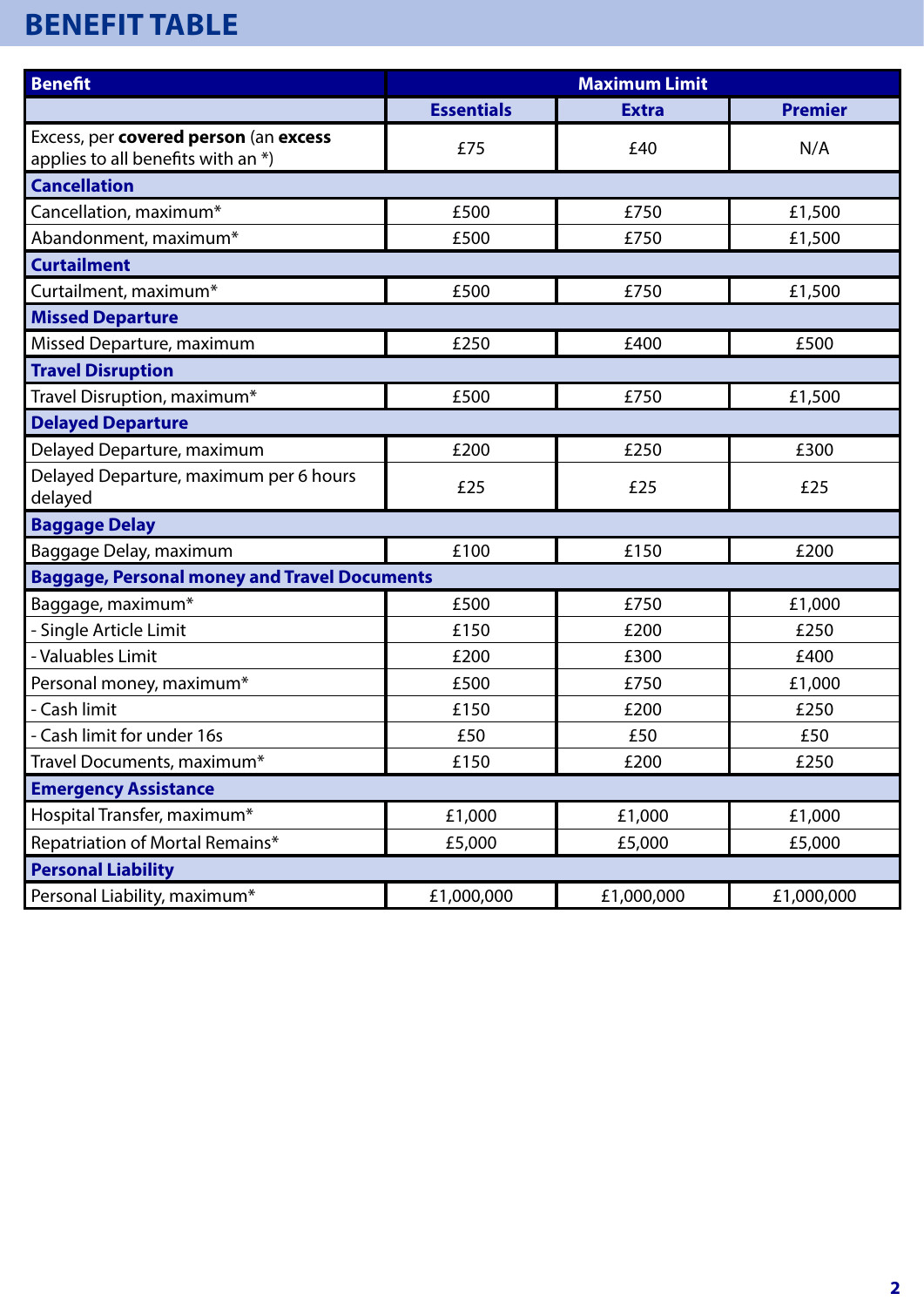# BENEFIT TABLE

| Benefit | Maximum Limit | | |
|---|---|---|---|
| | **Essentials** | **Extra** | **Premier** |
| Excess, per **covered person** (an **excess** applies to all benefits with an *) | £75 | £40 | N/A |
| **Cancellation** | | | |
| Cancellation, maximum* | £500 | £750 | £1,500 |
| Abandonment, maximum* | £500 | £750 | £1,500 |
| **Curtailment** | | | |
| Curtailment, maximum* | £500 | £750 | £1,500 |
| **Missed Departure** | | | |
| Missed Departure, maximum | £250 | £400 | £500 |
| **Travel Disruption** | | | |
| Travel Disruption, maximum* | £500 | £750 | £1,500 |
| **Delayed Departure** | | | |
| Delayed Departure, maximum | £200 | £250 | £300 |
| Delayed Departure, maximum per 6 hours delayed | £25 | £25 | £25 |
| **Baggage Delay** | | | |
| Baggage Delay, maximum | £100 | £150 | £200 |
| **Baggage, Personal money and Travel Documents** | | | |
| Baggage, maximum* | £500 | £750 | £1,000 |
| - Single Article Limit | £150 | £200 | £250 |
| - Valuables Limit | £200 | £300 | £400 |
| Personal money, maximum* | £500 | £750 | £1,000 |
| - Cash limit | £150 | £200 | £250 |
| - Cash limit for under 16s | £50 | £50 | £50 |
| Travel Documents, maximum* | £150 | £200 | £250 |
| **Emergency Assistance** | | | |
| Hospital Transfer, maximum* | £1,000 | £1,000 | £1,000 |
| Repatriation of Mortal Remains* | £5,000 | £5,000 | £5,000 |
| **Personal Liability** | | | |
| Personal Liability, maximum* | £1,000,000 | £1,000,000 | £1,000,000 |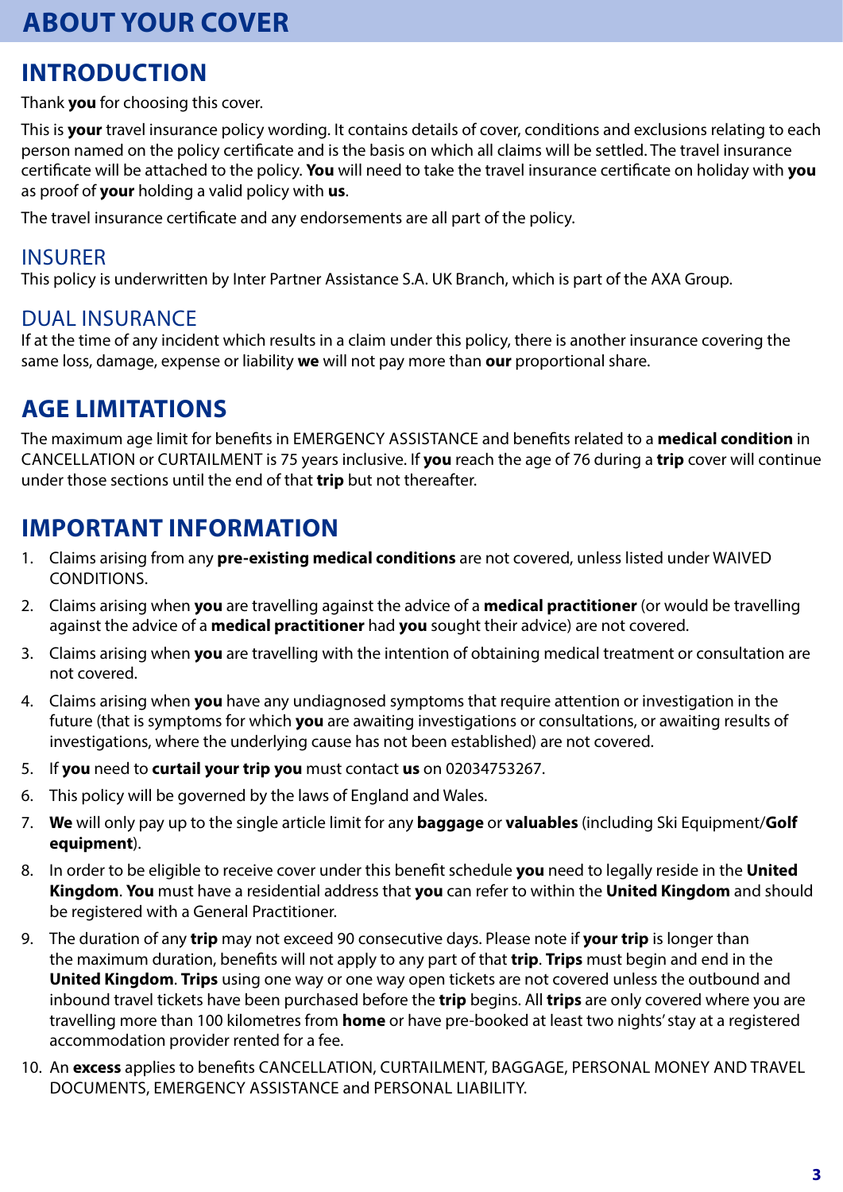# ABOUT YOUR COVER

## INTRODUCTION

Thank **you** for choosing this cover.

This is **your** travel insurance policy wording. It contains details of cover, conditions and exclusions relating to each person named on the policy certificate and is the basis on which all claims will be settled. The travel insurance certificate will be attached to the policy. **You** will need to take the travel insurance certificate on holiday with **you** as proof of **your** holding a valid policy with **us**.

The travel insurance certificate and any endorsements are all part of the policy.

### INSURER

This policy is underwritten by Inter Partner Assistance S.A. UK Branch, which is part of the AXA Group.

### DUAL INSURANCE

If at the time of any incident which results in a claim under this policy, there is another insurance covering the same loss, damage, expense or liability **we** will not pay more than **our** proportional share.

## AGE LIMITATIONS

The maximum age limit for benefits in EMERGENCY ASSISTANCE and benefits related to a **medical condition** in CANCELLATION or CURTAILMENT is 75 years inclusive. If **you** reach the age of 76 during a **trip** cover will continue under those sections until the end of that **trip** but not thereafter.

## IMPORTANT INFORMATION

1. Claims arising from any **pre-existing medical conditions** are not covered, unless listed under WAIVED CONDITIONS.
2. Claims arising when **you** are travelling against the advice of a **medical practitioner** (or would be travelling against the advice of a **medical practitioner** had **you** sought their advice) are not covered.
3. Claims arising when **you** are travelling with the intention of obtaining medical treatment or consultation are not covered.
4. Claims arising when **you** have any undiagnosed symptoms that require attention or investigation in the future (that is symptoms for which **you** are awaiting investigations or consultations, or awaiting results of investigations, where the underlying cause has not been established) are not covered.
5. If **you** need to **curtail your trip you** must contact **us** on 02034753267.
6. This policy will be governed by the laws of England and Wales.
7. **We** will only pay up to the single article limit for any **baggage** or **valuables** (including Ski Equipment/**Golf equipment**).
8. In order to be eligible to receive cover under this benefit schedule **you** need to legally reside in the **United Kingdom**. **You** must have a residential address that **you** can refer to within the **United Kingdom** and should be registered with a General Practitioner.
9. The duration of any **trip** may not exceed 90 consecutive days. Please note if **your trip** is longer than the maximum duration, benefits will not apply to any part of that **trip**. **Trips** must begin and end in the **United Kingdom**. **Trips** using one way or one way open tickets are not covered unless the outbound and inbound travel tickets have been purchased before the **trip** begins. All **trips** are only covered where you are travelling more than 100 kilometres from **home** or have pre-booked at least two nights' stay at a registered accommodation provider rented for a fee.
10. An **excess** applies to benefits CANCELLATION, CURTAILMENT, BAGGAGE, PERSONAL MONEY AND TRAVEL DOCUMENTS, EMERGENCY ASSISTANCE and PERSONAL LIABILITY.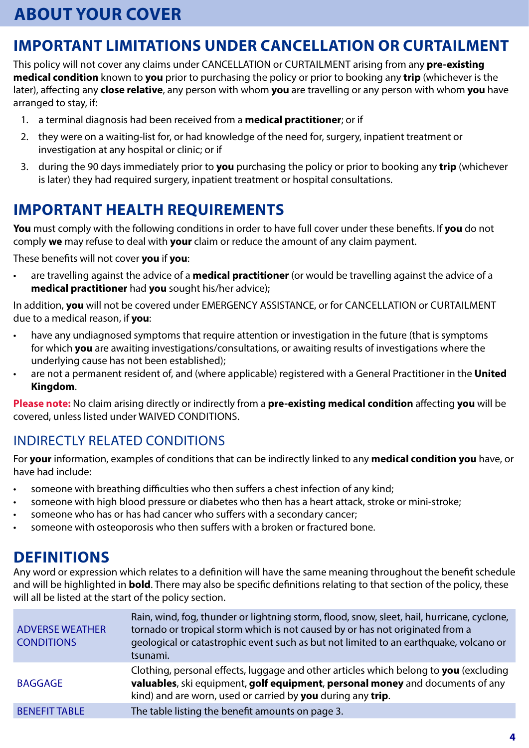# ABOUT YOUR COVER

## IMPORTANT LIMITATIONS UNDER CANCELLATION OR CURTAILMENT

This policy will not cover any claims under CANCELLATION or CURTAILMENT arising from any **pre-existing medical condition** known to **you** prior to purchasing the policy or prior to booking any **trip** (whichever is the later), affecting any **close relative**, any person with whom **you** are travelling or any person with whom **you** have arranged to stay, if:

1. a terminal diagnosis had been received from a **medical practitioner**; or if
2. they were on a waiting-list for, or had knowledge of the need for, surgery, inpatient treatment or investigation at any hospital or clinic; or if
3. during the 90 days immediately prior to **you** purchasing the policy or prior to booking any **trip** (whichever is later) they had required surgery, inpatient treatment or hospital consultations.

## IMPORTANT HEALTH REQUIREMENTS

**You** must comply with the following conditions in order to have full cover under these benefits. If **you** do not comply **we** may refuse to deal with **your** claim or reduce the amount of any claim payment.

These benefits will not cover **you** if **you**:

- are travelling against the advice of a **medical practitioner** (or would be travelling against the advice of a **medical practitioner** had **you** sought his/her advice);

In addition, **you** will not be covered under EMERGENCY ASSISTANCE, or for CANCELLATION or CURTAILMENT due to a medical reason, if **you**:

- have any undiagnosed symptoms that require attention or investigation in the future (that is symptoms for which **you** are awaiting investigations/consultations, or awaiting results of investigations where the underlying cause has not been established);
- are not a permanent resident of, and (where applicable) registered with a General Practitioner in the **United Kingdom**.

**Please note:** No claim arising directly or indirectly from a **pre-existing medical condition** affecting **you** will be covered, unless listed under WAIVED CONDITIONS.

### INDIRECTLY RELATED CONDITIONS

For **your** information, examples of conditions that can be indirectly linked to any **medical condition you** have, or have had include:

- someone with breathing difficulties who then suffers a chest infection of any kind;
- someone with high blood pressure or diabetes who then has a heart attack, stroke or mini-stroke;
- someone who has or has had cancer who suffers with a secondary cancer;
- someone with osteoporosis who then suffers with a broken or fractured bone.

## DEFINITIONS

Any word or expression which relates to a definition will have the same meaning throughout the benefit schedule and will be highlighted in **bold**. There may also be specific definitions relating to that section of the policy, these will all be listed at the start of the policy section.

| | |
|---|---|
| ADVERSE WEATHER CONDITIONS | Rain, wind, fog, thunder or lightning storm, flood, snow, sleet, hail, hurricane, cyclone, tornado or tropical storm which is not caused by or has not originated from a geological or catastrophic event such as but not limited to an earthquake, volcano or tsunami. |
| BAGGAGE | Clothing, personal effects, luggage and other articles which belong to **you** (excluding **valuables**, ski equipment, **golf equipment**, **personal money** and documents of any kind) and are worn, used or carried by **you** during any **trip**. |
| BENEFIT TABLE | The table listing the benefit amounts on page 3. |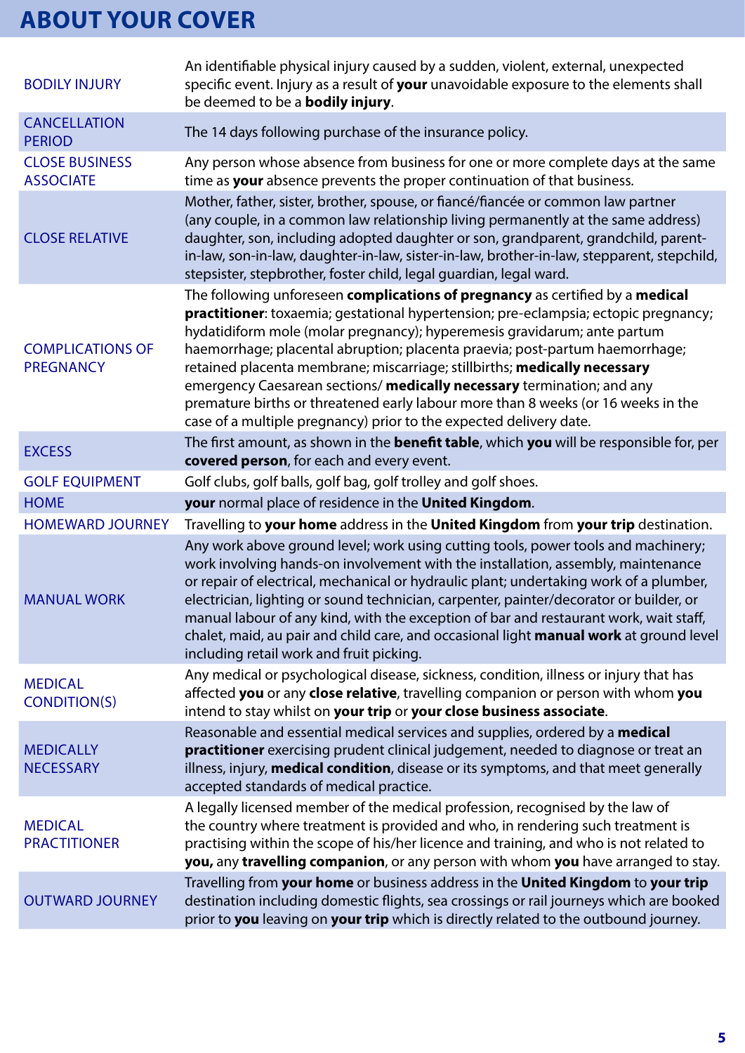# ABOUT YOUR COVER

| | |
|---|---|
| BODILY INJURY | An identifiable physical injury caused by a sudden, violent, external, unexpected specific event. Injury as a result of **your** unavoidable exposure to the elements shall be deemed to be a **bodily injury**. |
| CANCELLATION PERIOD | The 14 days following purchase of the insurance policy. |
| CLOSE BUSINESS ASSOCIATE | Any person whose absence from business for one or more complete days at the same time as **your** absence prevents the proper continuation of that business. |
| CLOSE RELATIVE | Mother, father, sister, brother, spouse, or fiancé/fiancée or common law partner (any couple, in a common law relationship living permanently at the same address) daughter, son, including adopted daughter or son, grandparent, grandchild, parent-in-law, son-in-law, daughter-in-law, sister-in-law, brother-in-law, stepparent, stepchild, stepsister, stepbrother, foster child, legal guardian, legal ward. |
| COMPLICATIONS OF PREGNANCY | The following unforeseen **complications of pregnancy** as certified by a **medical practitioner**: toxaemia; gestational hypertension; pre-eclampsia; ectopic pregnancy; hydatidiform mole (molar pregnancy); hyperemesis gravidarum; ante partum haemorrhage; placental abruption; placenta praevia; post-partum haemorrhage; retained placenta membrane; miscarriage; stillbirths; **medically necessary** emergency Caesarean sections/ **medically necessary** termination; and any premature births or threatened early labour more than 8 weeks (or 16 weeks in the case of a multiple pregnancy) prior to the expected delivery date. |
| EXCESS | The first amount, as shown in the **benefit table**, which **you** will be responsible for, per **covered person**, for each and every event. |
| GOLF EQUIPMENT | Golf clubs, golf balls, golf bag, golf trolley and golf shoes. |
| HOME | **your** normal place of residence in the **United Kingdom**. |
| HOMEWARD JOURNEY | Travelling to **your home** address in the **United Kingdom** from **your trip** destination. |
| MANUAL WORK | Any work above ground level; work using cutting tools, power tools and machinery; work involving hands-on involvement with the installation, assembly, maintenance or repair of electrical, mechanical or hydraulic plant; undertaking work of a plumber, electrician, lighting or sound technician, carpenter, painter/decorator or builder, or manual labour of any kind, with the exception of bar and restaurant work, wait staff, chalet, maid, au pair and child care, and occasional light **manual work** at ground level including retail work and fruit picking. |
| MEDICAL CONDITION(S) | Any medical or psychological disease, sickness, condition, illness or injury that has affected **you** or any **close relative**, travelling companion or person with whom **you** intend to stay whilst on **your trip** or **your close business associate**. |
| MEDICALLY NECESSARY | Reasonable and essential medical services and supplies, ordered by a **medical practitioner** exercising prudent clinical judgement, needed to diagnose or treat an illness, injury, **medical condition**, disease or its symptoms, and that meet generally accepted standards of medical practice. |
| MEDICAL PRACTITIONER | A legally licensed member of the medical profession, recognised by the law of the country where treatment is provided and who, in rendering such treatment is practising within the scope of his/her licence and training, and who is not related to **you,** any **travelling companion**, or any person with whom **you** have arranged to stay. |
| OUTWARD JOURNEY | Travelling from **your home** or business address in the **United Kingdom** to **your trip** destination including domestic flights, sea crossings or rail journeys which are booked prior to **you** leaving on **your trip** which is directly related to the outbound journey. |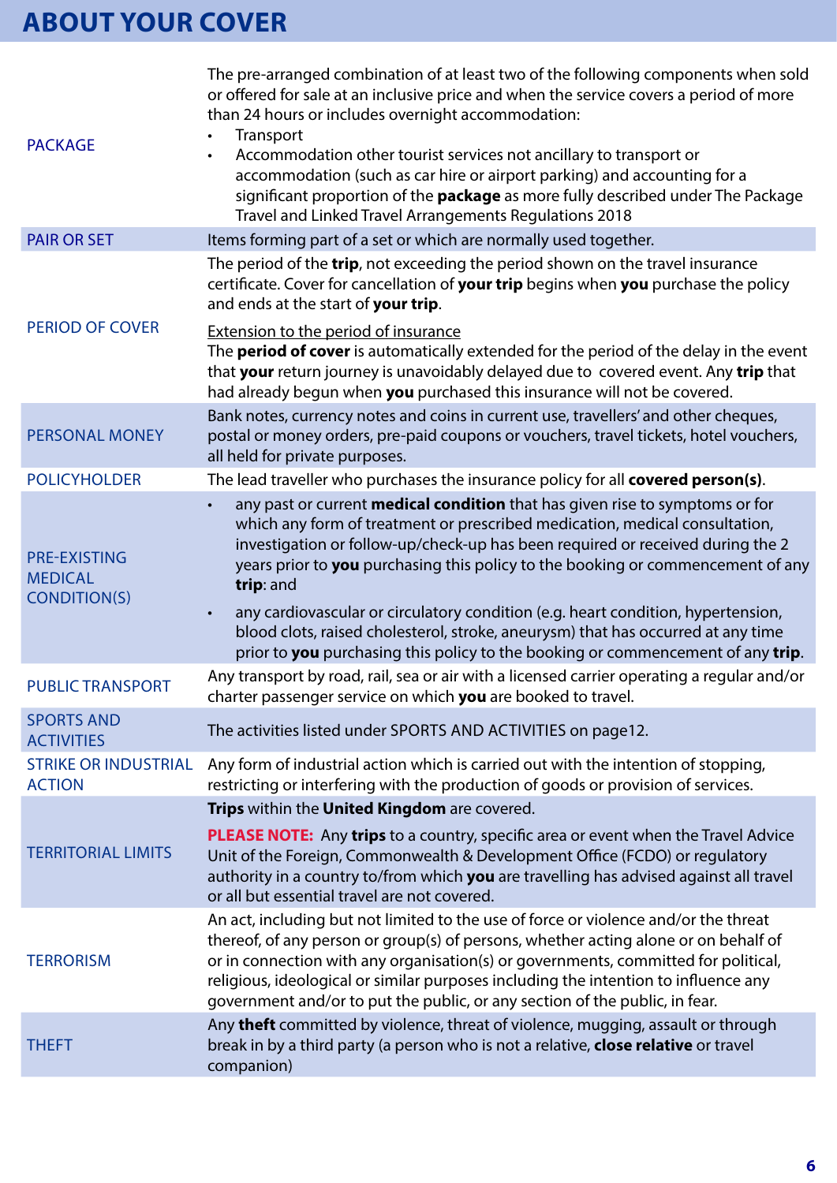# ABOUT YOUR COVER

| | |
|---|---|
| PACKAGE | The pre-arranged combination of at least two of the following components when sold or offered for sale at an inclusive price and when the service covers a period of more than 24 hours or includes overnight accommodation:<br>• Transport<br>• Accommodation other tourist services not ancillary to transport or accommodation (such as car hire or airport parking) and accounting for a significant proportion of the **package** as more fully described under The Package Travel and Linked Travel Arrangements Regulations 2018 |
| PAIR OR SET | Items forming part of a set or which are normally used together. |
| PERIOD OF COVER | The period of the **trip**, not exceeding the period shown on the travel insurance certificate. Cover for cancellation of **your trip** begins when **you** purchase the policy and ends at the start of **your trip**.<br><br><u>Extension to the period of insurance</u><br>The **period of cover** is automatically extended for the period of the delay in the event that **your** return journey is unavoidably delayed due to covered event. Any **trip** that had already begun when **you** purchased this insurance will not be covered. |
| PERSONAL MONEY | Bank notes, currency notes and coins in current use, travellers' and other cheques, postal or money orders, pre-paid coupons or vouchers, travel tickets, hotel vouchers, all held for private purposes. |
| POLICYHOLDER | The lead traveller who purchases the insurance policy for all **covered person(s)**. |
| PRE-EXISTING MEDICAL CONDITION(S) | • any past or current **medical condition** that has given rise to symptoms or for which any form of treatment or prescribed medication, medical consultation, investigation or follow-up/check-up has been required or received during the 2 years prior to **you** purchasing this policy to the booking or commencement of any **trip**: and<br>• any cardiovascular or circulatory condition (e.g. heart condition, hypertension, blood clots, raised cholesterol, stroke, aneurysm) that has occurred at any time prior to **you** purchasing this policy to the booking or commencement of any **trip**. |
| PUBLIC TRANSPORT | Any transport by road, rail, sea or air with a licensed carrier operating a regular and/or charter passenger service on which **you** are booked to travel. |
| SPORTS AND ACTIVITIES | The activities listed under SPORTS AND ACTIVITIES on page12. |
| STRIKE OR INDUSTRIAL ACTION | Any form of industrial action which is carried out with the intention of stopping, restricting or interfering with the production of goods or provision of services. |
| TERRITORIAL LIMITS | **Trips** within the **United Kingdom** are covered.<br><br>**PLEASE NOTE:** Any **trips** to a country, specific area or event when the Travel Advice Unit of the Foreign, Commonwealth & Development Office (FCDO) or regulatory authority in a country to/from which **you** are travelling has advised against all travel or all but essential travel are not covered. |
| TERRORISM | An act, including but not limited to the use of force or violence and/or the threat thereof, of any person or group(s) of persons, whether acting alone or on behalf of or in connection with any organisation(s) or governments, committed for political, religious, ideological or similar purposes including the intention to influence any government and/or to put the public, or any section of the public, in fear. |
| THEFT | Any **theft** committed by violence, threat of violence, mugging, assault or through break in by a third party (a person who is not a relative, **close relative** or travel companion) |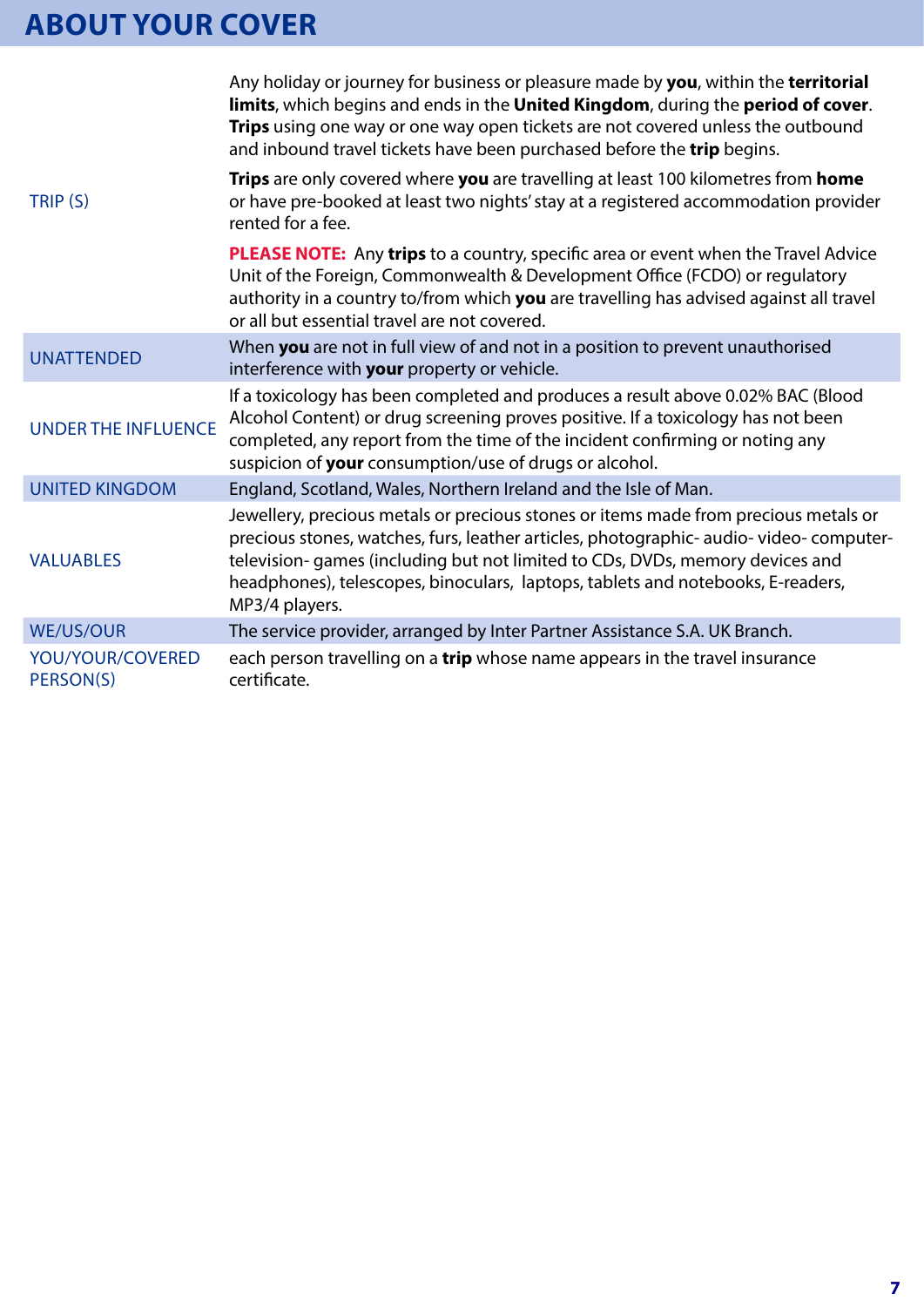## ABOUT YOUR COVER

| | |
|---|---|
| TRIP (S) | Any holiday or journey for business or pleasure made by **you**, within the **territorial limits**, which begins and ends in the **United Kingdom**, during the **period of cover**. **Trips** using one way or one way open tickets are not covered unless the outbound and inbound travel tickets have been purchased before the **trip** begins.<br><br>**Trips** are only covered where **you** are travelling at least 100 kilometres from **home** or have pre-booked at least two nights' stay at a registered accommodation provider rented for a fee.<br><br>**PLEASE NOTE:** Any **trips** to a country, specific area or event when the Travel Advice Unit of the Foreign, Commonwealth & Development Office (FCDO) or regulatory authority in a country to/from which **you** are travelling has advised against all travel or all but essential travel are not covered. |
| UNATTENDED | When **you** are not in full view of and not in a position to prevent unauthorised interference with **your** property or vehicle. |
| UNDER THE INFLUENCE | If a toxicology has been completed and produces a result above 0.02% BAC (Blood Alcohol Content) or drug screening proves positive. If a toxicology has not been completed, any report from the time of the incident confirming or noting any suspicion of **your** consumption/use of drugs or alcohol. |
| UNITED KINGDOM | England, Scotland, Wales, Northern Ireland and the Isle of Man. |
| VALUABLES | Jewellery, precious metals or precious stones or items made from precious metals or precious stones, watches, furs, leather articles, photographic- audio- video- computer- television- games (including but not limited to CDs, DVDs, memory devices and headphones), telescopes, binoculars, laptops, tablets and notebooks, E-readers, MP3/4 players. |
| WE/US/OUR | The service provider, arranged by Inter Partner Assistance S.A. UK Branch. |
| YOU/YOUR/COVERED PERSON(S) | each person travelling on a **trip** whose name appears in the travel insurance certificate. |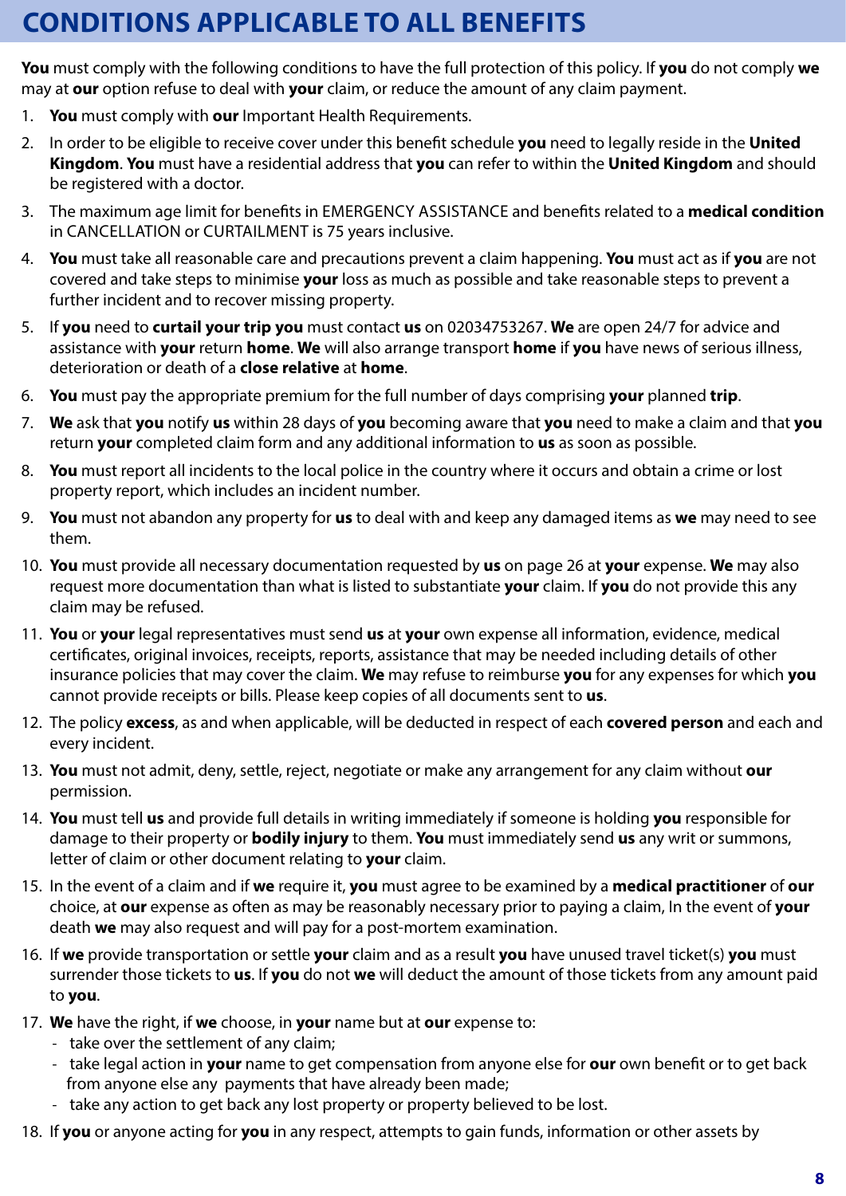# CONDITIONS APPLICABLE TO ALL BENEFITS

**You** must comply with the following conditions to have the full protection of this policy. If **you** do not comply **we** may at **our** option refuse to deal with **your** claim, or reduce the amount of any claim payment.

1. **You** must comply with **our** Important Health Requirements.
2. In order to be eligible to receive cover under this benefit schedule **you** need to legally reside in the **United Kingdom**. **You** must have a residential address that **you** can refer to within the **United Kingdom** and should be registered with a doctor.
3. The maximum age limit for benefits in EMERGENCY ASSISTANCE and benefits related to a **medical condition** in CANCELLATION or CURTAILMENT is 75 years inclusive.
4. **You** must take all reasonable care and precautions prevent a claim happening. **You** must act as if **you** are not covered and take steps to minimise **your** loss as much as possible and take reasonable steps to prevent a further incident and to recover missing property.
5. If **you** need to **curtail your trip you** must contact **us** on 02034753267. **We** are open 24/7 for advice and assistance with **your** return **home**. **We** will also arrange transport **home** if **you** have news of serious illness, deterioration or death of a **close relative** at **home**.
6. **You** must pay the appropriate premium for the full number of days comprising **your** planned **trip**.
7. **We** ask that **you** notify **us** within 28 days of **you** becoming aware that **you** need to make a claim and that **you** return **your** completed claim form and any additional information to **us** as soon as possible.
8. **You** must report all incidents to the local police in the country where it occurs and obtain a crime or lost property report, which includes an incident number.
9. **You** must not abandon any property for **us** to deal with and keep any damaged items as **we** may need to see them.
10. **You** must provide all necessary documentation requested by **us** on page 26 at **your** expense. **We** may also request more documentation than what is listed to substantiate **your** claim. If **you** do not provide this any claim may be refused.
11. **You** or **your** legal representatives must send **us** at **your** own expense all information, evidence, medical certificates, original invoices, receipts, reports, assistance that may be needed including details of other insurance policies that may cover the claim. **We** may refuse to reimburse **you** for any expenses for which **you** cannot provide receipts or bills. Please keep copies of all documents sent to **us**.
12. The policy **excess**, as and when applicable, will be deducted in respect of each **covered person** and each and every incident.
13. **You** must not admit, deny, settle, reject, negotiate or make any arrangement for any claim without **our** permission.
14. **You** must tell **us** and provide full details in writing immediately if someone is holding **you** responsible for damage to their property or **bodily injury** to them. **You** must immediately send **us** any writ or summons, letter of claim or other document relating to **your** claim.
15. In the event of a claim and if **we** require it, **you** must agree to be examined by a **medical practitioner** of **our** choice, at **our** expense as often as may be reasonably necessary prior to paying a claim, In the event of **your** death **we** may also request and will pay for a post-mortem examination.
16. If **we** provide transportation or settle **your** claim and as a result **you** have unused travel ticket(s) **you** must surrender those tickets to **us**. If **you** do not **we** will deduct the amount of those tickets from any amount paid to **you**.
17. **We** have the right, if **we** choose, in **your** name but at **our** expense to:
    - take over the settlement of any claim;
    - take legal action in **your** name to get compensation from anyone else for **our** own benefit or to get back from anyone else any payments that have already been made;
    - take any action to get back any lost property or property believed to be lost.
18. If **you** or anyone acting for **you** in any respect, attempts to gain funds, information or other assets by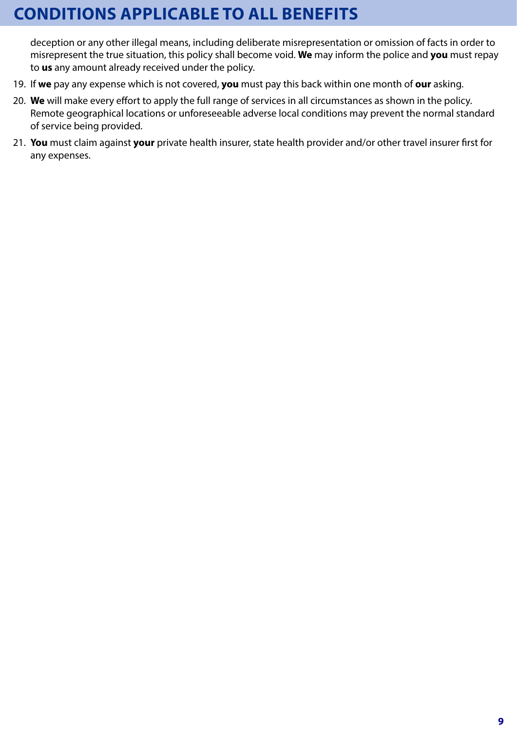# CONDITIONS APPLICABLE TO ALL BENEFITS

deception or any other illegal means, including deliberate misrepresentation or omission of facts in order to misrepresent the true situation, this policy shall become void. **We** may inform the police and **you** must repay to **us** any amount already received under the policy.

19. If **we** pay any expense which is not covered, **you** must pay this back within one month of **our** asking.
20. **We** will make every effort to apply the full range of services in all circumstances as shown in the policy. Remote geographical locations or unforeseeable adverse local conditions may prevent the normal standard of service being provided.
21. **You** must claim against **your** private health insurer, state health provider and/or other travel insurer first for any expenses.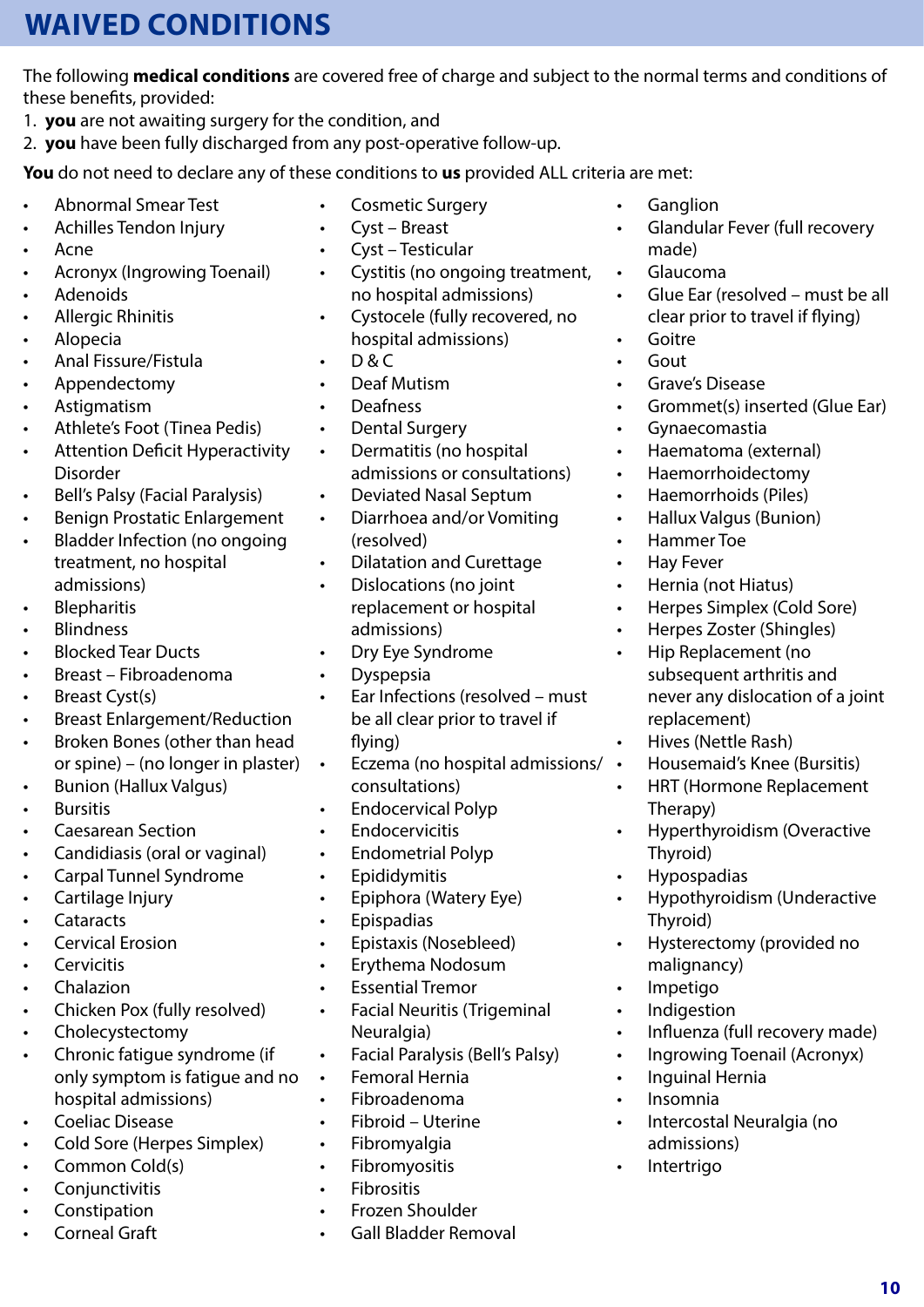# WAIVED CONDITIONS

The following **medical conditions** are covered free of charge and subject to the normal terms and conditions of these benefits, provided:

1. **you** are not awaiting surgery for the condition, and
2. **you** have been fully discharged from any post-operative follow-up.

**You** do not need to declare any of these conditions to **us** provided ALL criteria are met:

- Abnormal Smear Test
- Achilles Tendon Injury
- Acne
- Acronyx (Ingrowing Toenail)
- Adenoids
- Allergic Rhinitis
- Alopecia
- Anal Fissure/Fistula
- Appendectomy
- Astigmatism
- Athlete's Foot (Tinea Pedis)
- Attention Deficit Hyperactivity Disorder
- Bell's Palsy (Facial Paralysis)
- Benign Prostatic Enlargement
- Bladder Infection (no ongoing treatment, no hospital admissions)
- Blepharitis
- Blindness
- Blocked Tear Ducts
- Breast – Fibroadenoma
- Breast Cyst(s)
- Breast Enlargement/Reduction
- Broken Bones (other than head or spine) – (no longer in plaster)
- Bunion (Hallux Valgus)
- Bursitis
- Caesarean Section
- Candidiasis (oral or vaginal)
- Carpal Tunnel Syndrome
- Cartilage Injury
- Cataracts
- Cervical Erosion
- Cervicitis
- Chalazion
- Chicken Pox (fully resolved)
- Cholecystectomy
- Chronic fatigue syndrome (if only symptom is fatigue and no hospital admissions)
- Coeliac Disease
- Cold Sore (Herpes Simplex)
- Common Cold(s)
- Conjunctivitis
- Constipation
- Corneal Graft
- Cosmetic Surgery
- Cyst – Breast
- Cyst – Testicular
- Cystitis (no ongoing treatment, no hospital admissions)
- Cystocele (fully recovered, no hospital admissions)
- D & C
- Deaf Mutism
- Deafness
- Dental Surgery
- Dermatitis (no hospital admissions or consultations)
- Deviated Nasal Septum
- Diarrhoea and/or Vomiting (resolved)
- Dilatation and Curettage
- Dislocations (no joint replacement or hospital admissions)
- Dry Eye Syndrome
- Dyspepsia
- Ear Infections (resolved – must be all clear prior to travel if flying)
- Eczema (no hospital admissions/ consultations)
- Endocervical Polyp
- Endocervicitis
- Endometrial Polyp
- Epididymitis
- Epiphora (Watery Eye)
- Epispadias
- Epistaxis (Nosebleed)
- Erythema Nodosum
- Essential Tremor
- Facial Neuritis (Trigeminal Neuralgia)
- Facial Paralysis (Bell's Palsy)
- Femoral Hernia
- Fibroadenoma
- Fibroid – Uterine
- Fibromyalgia
- Fibromyositis
- Fibrositis
- Frozen Shoulder
- Gall Bladder Removal
- Ganglion
- Glandular Fever (full recovery made)
- Glaucoma
- Glue Ear (resolved – must be all clear prior to travel if flying)
- Goitre
- Gout
- Grave's Disease
- Grommet(s) inserted (Glue Ear)
- Gynaecomastia
- Haematoma (external)
- Haemorrhoidectomy
- Haemorrhoids (Piles)
- Hallux Valgus (Bunion)
- Hammer Toe
- Hay Fever
- Hernia (not Hiatus)
- Herpes Simplex (Cold Sore)
- Herpes Zoster (Shingles)
- Hip Replacement (no subsequent arthritis and never any dislocation of a joint replacement)
- Hives (Nettle Rash)
- Housemaid's Knee (Bursitis)
- HRT (Hormone Replacement Therapy)
- Hyperthyroidism (Overactive Thyroid)
- Hypospadias
- Hypothyroidism (Underactive Thyroid)
- Hysterectomy (provided no malignancy)
- Impetigo
- Indigestion
- Influenza (full recovery made)
- Ingrowing Toenail (Acronyx)
- Inguinal Hernia
- Insomnia
- Intercostal Neuralgia (no admissions)
- Intertrigo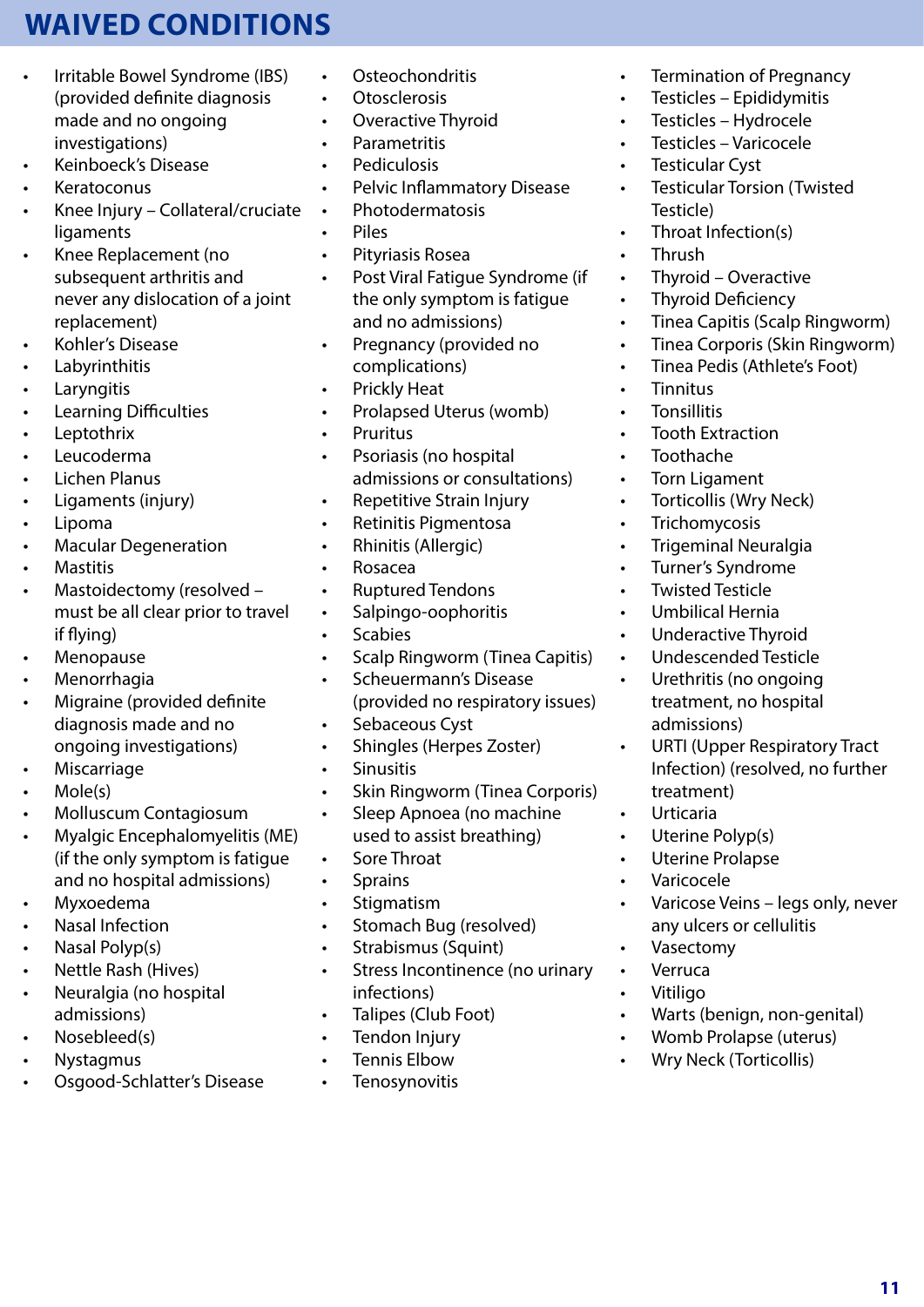# WAIVED CONDITIONS

- Irritable Bowel Syndrome (IBS) (provided definite diagnosis made and no ongoing investigations)
- Keinboeck's Disease
- Keratoconus
- Knee Injury – Collateral/cruciate ligaments
- Knee Replacement (no subsequent arthritis and never any dislocation of a joint replacement)
- Kohler's Disease
- Labyrinthitis
- Laryngitis
- Learning Difficulties
- Leptothrix
- Leucoderma
- Lichen Planus
- Ligaments (injury)
- Lipoma
- Macular Degeneration
- Mastitis
- Mastoidectomy (resolved – must be all clear prior to travel if flying)
- Menopause
- Menorrhagia
- Migraine (provided definite diagnosis made and no ongoing investigations)
- Miscarriage
- Mole(s)
- Molluscum Contagiosum
- Myalgic Encephalomyelitis (ME) (if the only symptom is fatigue and no hospital admissions)
- Myxoedema
- Nasal Infection
- Nasal Polyp(s)
- Nettle Rash (Hives)
- Neuralgia (no hospital admissions)
- Nosebleed(s)
- Nystagmus
- Osgood-Schlatter's Disease
- Osteochondritis
- Otosclerosis
- Overactive Thyroid
- Parametritis
- Pediculosis
- Pelvic Inflammatory Disease
- Photodermatosis
- Piles
- Pityriasis Rosea
- Post Viral Fatigue Syndrome (if the only symptom is fatigue and no admissions)
- Pregnancy (provided no complications)
- Prickly Heat
- Prolapsed Uterus (womb)
- Pruritus
- Psoriasis (no hospital admissions or consultations)
- Repetitive Strain Injury
- Retinitis Pigmentosa
- Rhinitis (Allergic)
- Rosacea
- Ruptured Tendons
- Salpingo-oophoritis
- Scabies
- Scalp Ringworm (Tinea Capitis)
- Scheuermann's Disease (provided no respiratory issues)
- Sebaceous Cyst
- Shingles (Herpes Zoster)
- Sinusitis
- Skin Ringworm (Tinea Corporis)
- Sleep Apnoea (no machine used to assist breathing)
- Sore Throat
- Sprains
- Stigmatism
- Stomach Bug (resolved)
- Strabismus (Squint)
- Stress Incontinence (no urinary infections)
- Talipes (Club Foot)
- Tendon Injury
- Tennis Elbow
- Tenosynovitis
- Termination of Pregnancy
- Testicles – Epididymitis
- Testicles – Hydrocele
- Testicles – Varicocele
- Testicular Cyst
- Testicular Torsion (Twisted Testicle)
- Throat Infection(s)
- Thrush
- Thyroid – Overactive
- Thyroid Deficiency
- Tinea Capitis (Scalp Ringworm)
- Tinea Corporis (Skin Ringworm)
- Tinea Pedis (Athlete's Foot)
- Tinnitus
- Tonsillitis
- Tooth Extraction
- Toothache
- Torn Ligament
- Torticollis (Wry Neck)
- Trichomycosis
- Trigeminal Neuralgia
- Turner's Syndrome
- Twisted Testicle
- Umbilical Hernia
- Underactive Thyroid
- Undescended Testicle
- Urethritis (no ongoing treatment, no hospital admissions)
- URTI (Upper Respiratory Tract Infection) (resolved, no further treatment)
- Urticaria
- Uterine Polyp(s)
- Uterine Prolapse
- Varicocele
- Varicose Veins – legs only, never any ulcers or cellulitis
- Vasectomy
- Verruca
- Vitiligo
- Warts (benign, non-genital)
- Womb Prolapse (uterus)
- Wry Neck (Torticollis)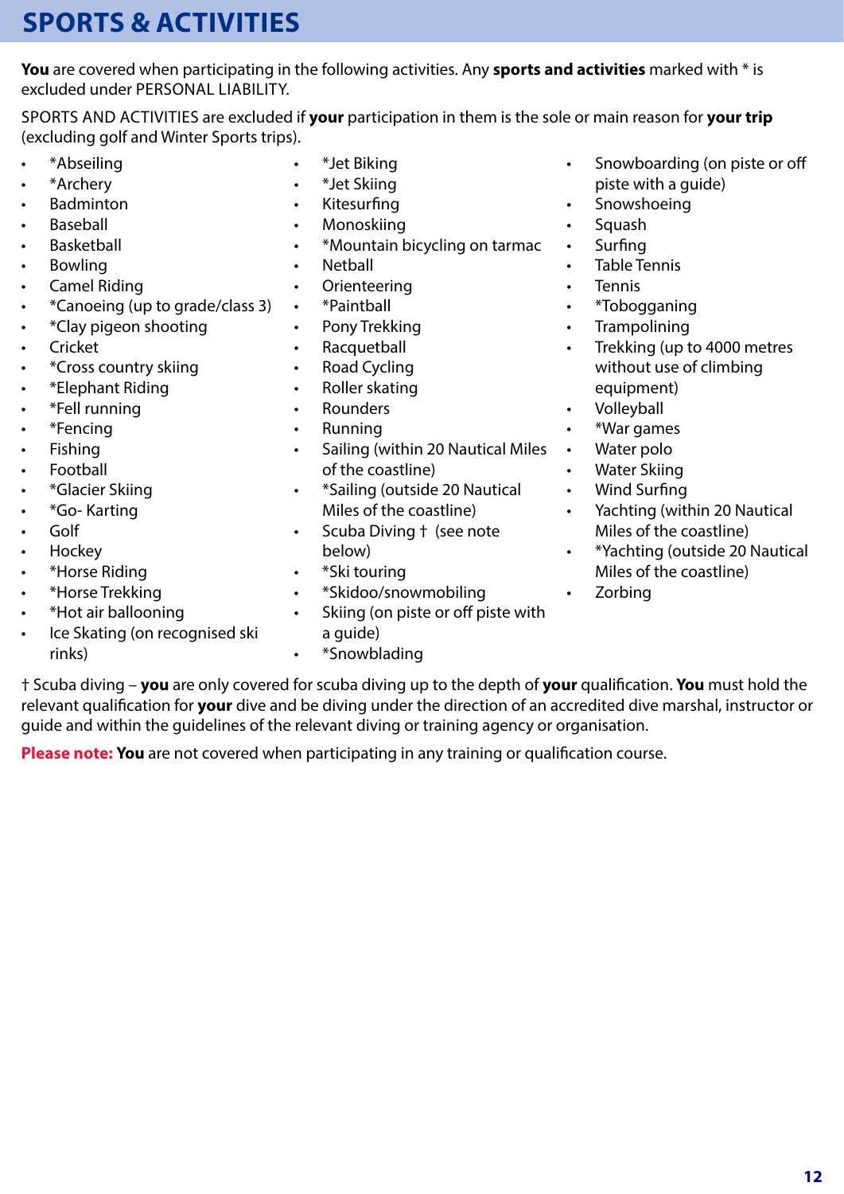# SPORTS & ACTIVITIES

**You** are covered when participating in the following activities. Any **sports and activities** marked with * is excluded under PERSONAL LIABILITY.

SPORTS AND ACTIVITIES are excluded if **your** participation in them is the sole or main reason for **your trip** (excluding golf and Winter Sports trips).

- *Abseiling
- *Archery
- Badminton
- Baseball
- Basketball
- Bowling
- Camel Riding
- *Canoeing (up to grade/class 3)
- *Clay pigeon shooting
- Cricket
- *Cross country skiing
- *Elephant Riding
- *Fell running
- *Fencing
- Fishing
- Football
- *Glacier Skiing
- *Go- Karting
- Golf
- Hockey
- *Horse Riding
- *Horse Trekking
- *Hot air ballooning
- Ice Skating (on recognised ski rinks)
- *Jet Biking
- *Jet Skiing
- Kitesurfing
- Monoskiing
- *Mountain bicycling on tarmac
- Netball
- Orienteering
- *Paintball
- Pony Trekking
- Racquetball
- Road Cycling
- Roller skating
- Rounders
- Running
- Sailing (within 20 Nautical Miles of the coastline)
- *Sailing (outside 20 Nautical Miles of the coastline)
- Scuba Diving † (see note below)
- *Ski touring
- *Skidoo/snowmobiling
- Skiing (on piste or off piste with a guide)
- *Snowblading
- Snowboarding (on piste or off piste with a guide)
- Snowshoeing
- Squash
- Surfing
- Table Tennis
- Tennis
- *Tobogganing
- Trampolining
- Trekking (up to 4000 metres without use of climbing equipment)
- Volleyball
- *War games
- Water polo
- Water Skiing
- Wind Surfing
- Yachting (within 20 Nautical Miles of the coastline)
- *Yachting (outside 20 Nautical Miles of the coastline)
- Zorbing

† Scuba diving – **you** are only covered for scuba diving up to the depth of **your** qualification. **You** must hold the relevant qualification for **your** dive and be diving under the direction of an accredited dive marshal, instructor or guide and within the guidelines of the relevant diving or training agency or organisation.

**Please note: You** are not covered when participating in any training or qualification course.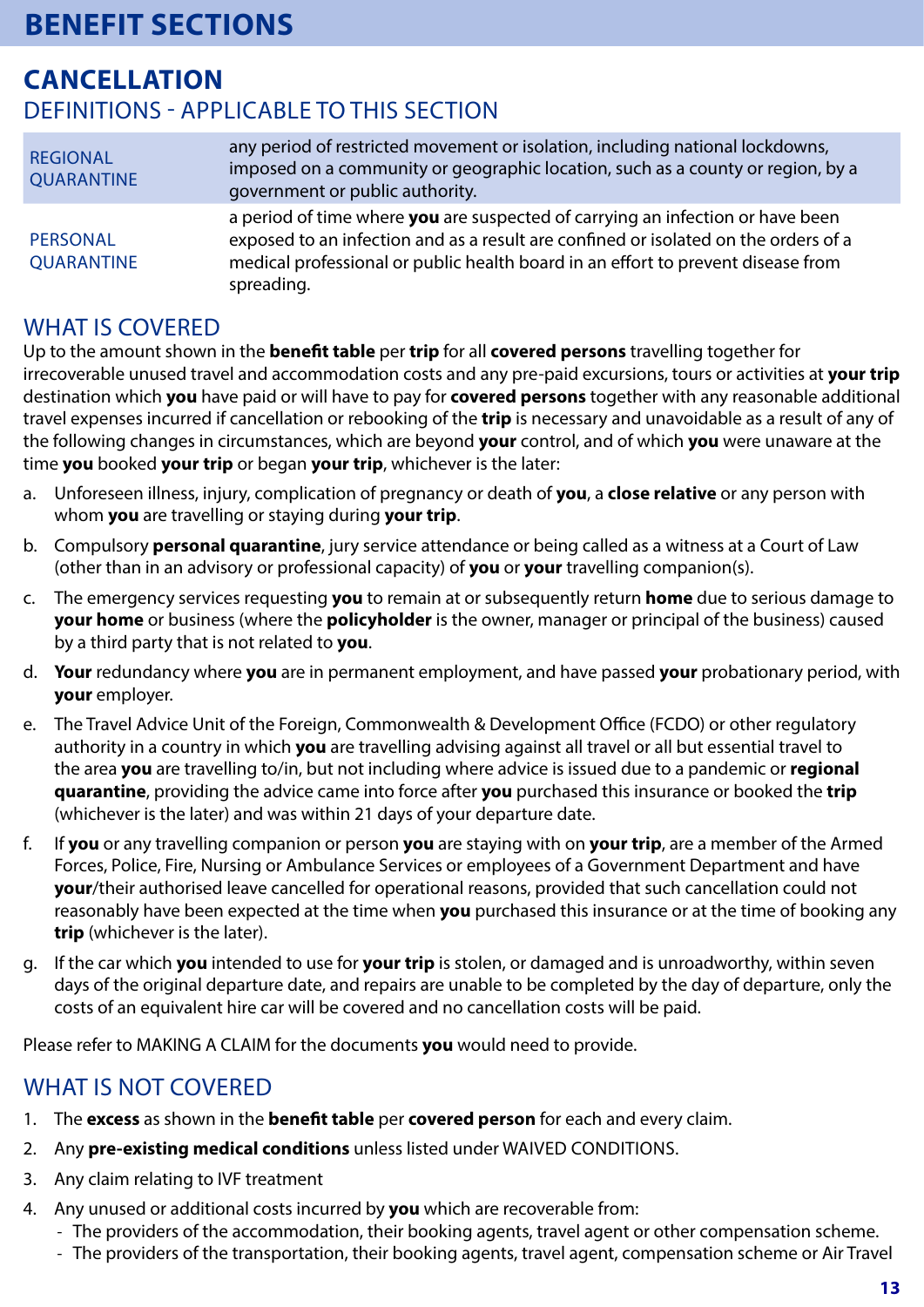# BENEFIT SECTIONS

## CANCELLATION

### DEFINITIONS - APPLICABLE TO THIS SECTION

| | |
|---|---|
| REGIONAL QUARANTINE | any period of restricted movement or isolation, including national lockdowns, imposed on a community or geographic location, such as a county or region, by a government or public authority. |
| PERSONAL QUARANTINE | a period of time where **you** are suspected of carrying an infection or have been exposed to an infection and as a result are confined or isolated on the orders of a medical professional or public health board in an effort to prevent disease from spreading. |

### WHAT IS COVERED

Up to the amount shown in the **benefit table** per **trip** for all **covered persons** travelling together for irrecoverable unused travel and accommodation costs and any pre-paid excursions, tours or activities at **your trip** destination which **you** have paid or will have to pay for **covered persons** together with any reasonable additional travel expenses incurred if cancellation or rebooking of the **trip** is necessary and unavoidable as a result of any of the following changes in circumstances, which are beyond **your** control, and of which **you** were unaware at the time **you** booked **your trip** or began **your trip**, whichever is the later:

a. Unforeseen illness, injury, complication of pregnancy or death of **you**, a **close relative** or any person with whom **you** are travelling or staying during **your trip**.

b. Compulsory **personal quarantine**, jury service attendance or being called as a witness at a Court of Law (other than in an advisory or professional capacity) of **you** or **your** travelling companion(s).

c. The emergency services requesting **you** to remain at or subsequently return **home** due to serious damage to **your home** or business (where the **policyholder** is the owner, manager or principal of the business) caused by a third party that is not related to **you**.

d. **Your** redundancy where **you** are in permanent employment, and have passed **your** probationary period, with **your** employer.

e. The Travel Advice Unit of the Foreign, Commonwealth & Development Office (FCDO) or other regulatory authority in a country in which **you** are travelling advising against all travel or all but essential travel to the area **you** are travelling to/in, but not including where advice is issued due to a pandemic or **regional quarantine**, providing the advice came into force after **you** purchased this insurance or booked the **trip** (whichever is the later) and was within 21 days of your departure date.

f. If **you** or any travelling companion or person **you** are staying with on **your trip**, are a member of the Armed Forces, Police, Fire, Nursing or Ambulance Services or employees of a Government Department and have **your**/their authorised leave cancelled for operational reasons, provided that such cancellation could not reasonably have been expected at the time when **you** purchased this insurance or at the time of booking any **trip** (whichever is the later).

g. If the car which **you** intended to use for **your trip** is stolen, or damaged and is unroadworthy, within seven days of the original departure date, and repairs are unable to be completed by the day of departure, only the costs of an equivalent hire car will be covered and no cancellation costs will be paid.

Please refer to MAKING A CLAIM for the documents **you** would need to provide.

### WHAT IS NOT COVERED

1. The **excess** as shown in the **benefit table** per **covered person** for each and every claim.
2. Any **pre-existing medical conditions** unless listed under WAIVED CONDITIONS.
3. Any claim relating to IVF treatment
4. Any unused or additional costs incurred by **you** which are recoverable from:
   - The providers of the accommodation, their booking agents, travel agent or other compensation scheme.
   - The providers of the transportation, their booking agents, travel agent, compensation scheme or Air Travel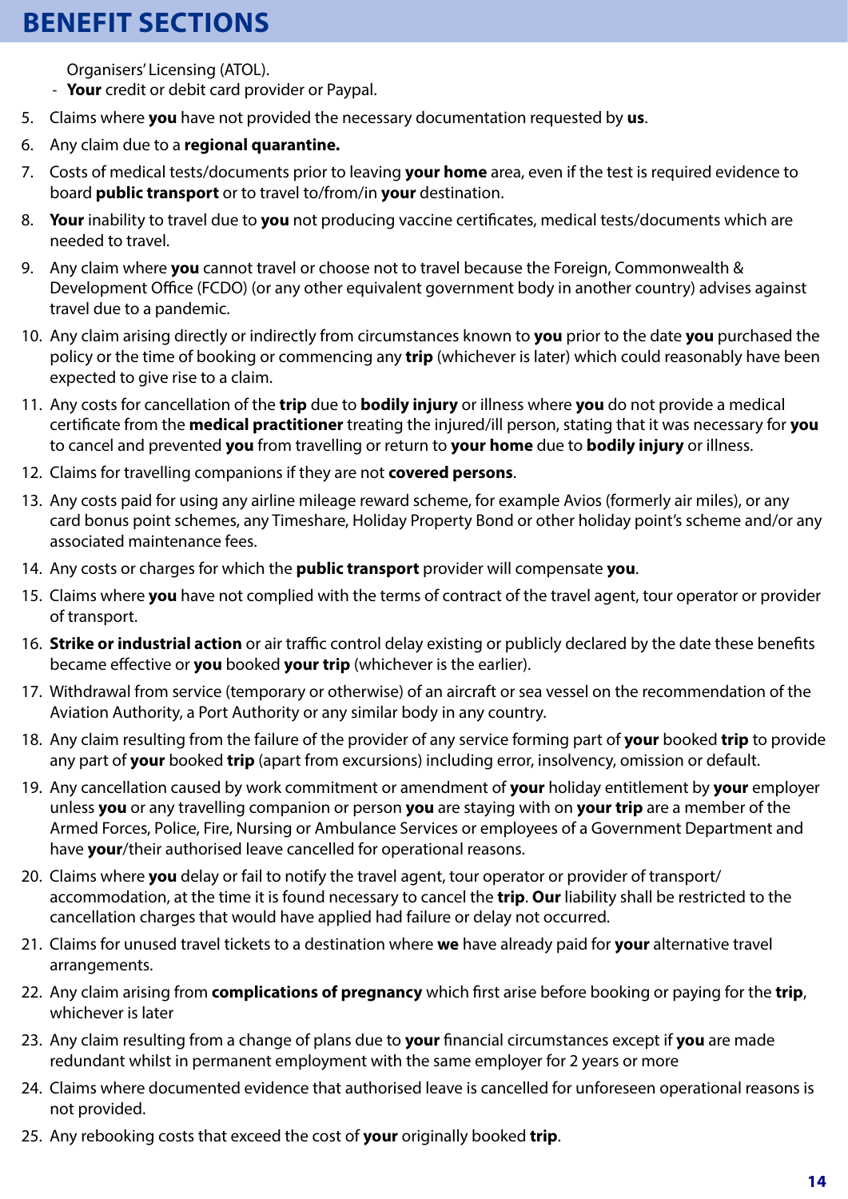# BENEFIT SECTIONS

Organisers' Licensing (ATOL).

- **Your** credit or debit card provider or Paypal.

5. Claims where **you** have not provided the necessary documentation requested by **us**.
6. Any claim due to a **regional quarantine.**
7. Costs of medical tests/documents prior to leaving **your home** area, even if the test is required evidence to board **public transport** or to travel to/from/in **your** destination.
8. **Your** inability to travel due to **you** not producing vaccine certificates, medical tests/documents which are needed to travel.
9. Any claim where **you** cannot travel or choose not to travel because the Foreign, Commonwealth & Development Office (FCDO) (or any other equivalent government body in another country) advises against travel due to a pandemic.
10. Any claim arising directly or indirectly from circumstances known to **you** prior to the date **you** purchased the policy or the time of booking or commencing any **trip** (whichever is later) which could reasonably have been expected to give rise to a claim.
11. Any costs for cancellation of the **trip** due to **bodily injury** or illness where **you** do not provide a medical certificate from the **medical practitioner** treating the injured/ill person, stating that it was necessary for **you** to cancel and prevented **you** from travelling or return to **your home** due to **bodily injury** or illness.
12. Claims for travelling companions if they are not **covered persons**.
13. Any costs paid for using any airline mileage reward scheme, for example Avios (formerly air miles), or any card bonus point schemes, any Timeshare, Holiday Property Bond or other holiday point's scheme and/or any associated maintenance fees.
14. Any costs or charges for which the **public transport** provider will compensate **you**.
15. Claims where **you** have not complied with the terms of contract of the travel agent, tour operator or provider of transport.
16. **Strike or industrial action** or air traffic control delay existing or publicly declared by the date these benefits became effective or **you** booked **your trip** (whichever is the earlier).
17. Withdrawal from service (temporary or otherwise) of an aircraft or sea vessel on the recommendation of the Aviation Authority, a Port Authority or any similar body in any country.
18. Any claim resulting from the failure of the provider of any service forming part of **your** booked **trip** to provide any part of **your** booked **trip** (apart from excursions) including error, insolvency, omission or default.
19. Any cancellation caused by work commitment or amendment of **your** holiday entitlement by **your** employer unless **you** or any travelling companion or person **you** are staying with on **your trip** are a member of the Armed Forces, Police, Fire, Nursing or Ambulance Services or employees of a Government Department and have **your**/their authorised leave cancelled for operational reasons.
20. Claims where **you** delay or fail to notify the travel agent, tour operator or provider of transport/ accommodation, at the time it is found necessary to cancel the **trip**. **Our** liability shall be restricted to the cancellation charges that would have applied had failure or delay not occurred.
21. Claims for unused travel tickets to a destination where **we** have already paid for **your** alternative travel arrangements.
22. Any claim arising from **complications of pregnancy** which first arise before booking or paying for the **trip**, whichever is later
23. Any claim resulting from a change of plans due to **your** financial circumstances except if **you** are made redundant whilst in permanent employment with the same employer for 2 years or more
24. Claims where documented evidence that authorised leave is cancelled for unforeseen operational reasons is not provided.
25. Any rebooking costs that exceed the cost of **your** originally booked **trip**.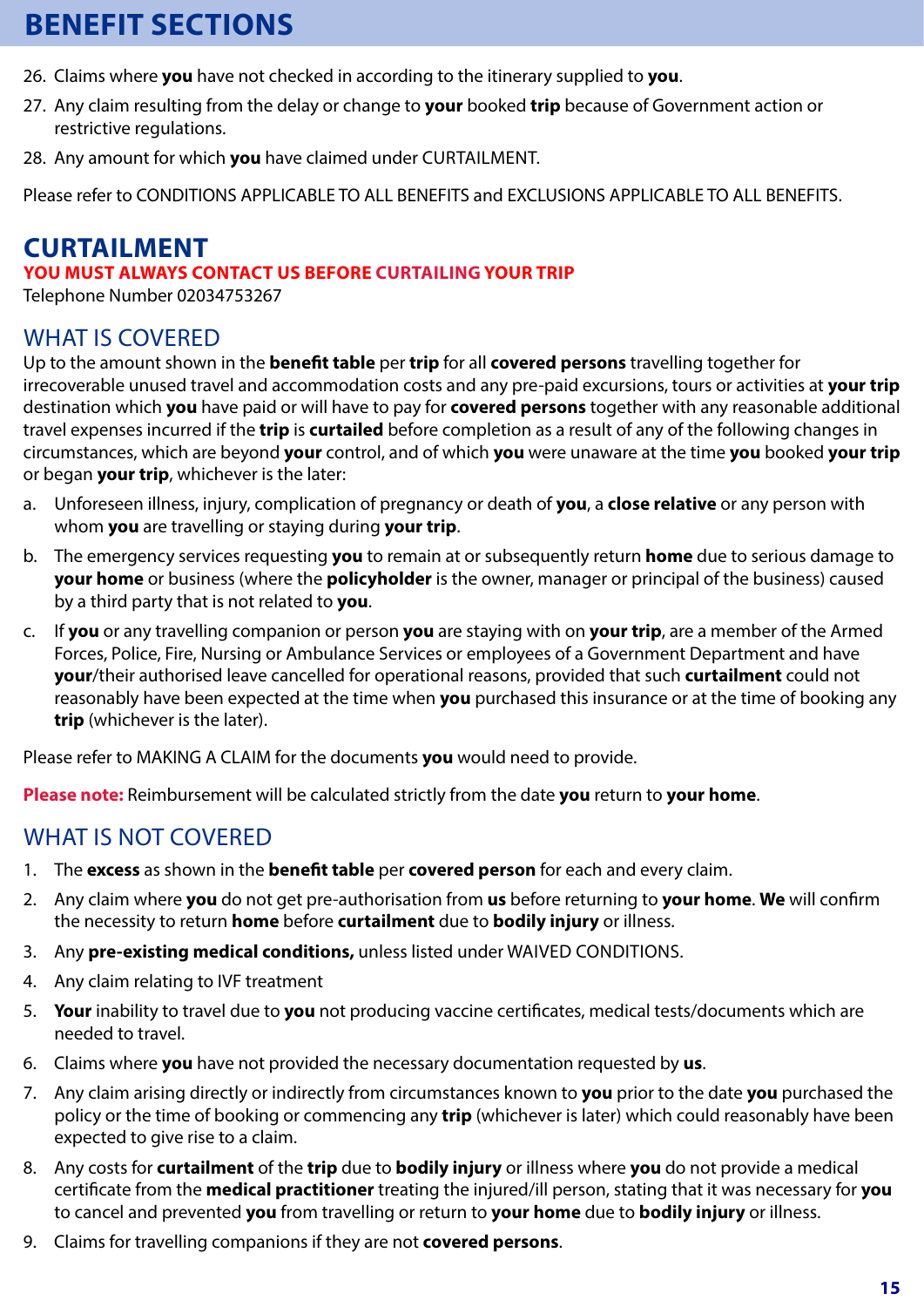# BENEFIT SECTIONS

26. Claims where **you** have not checked in according to the itinerary supplied to **you**.
27. Any claim resulting from the delay or change to **your** booked **trip** because of Government action or restrictive regulations.
28. Any amount for which **you** have claimed under CURTAILMENT.

Please refer to CONDITIONS APPLICABLE TO ALL BENEFITS and EXCLUSIONS APPLICABLE TO ALL BENEFITS.

## CURTAILMENT

**YOU MUST ALWAYS CONTACT US BEFORE CURTAILING YOUR TRIP**

Telephone Number 02034753267

### WHAT IS COVERED

Up to the amount shown in the **benefit table** per **trip** for all **covered persons** travelling together for irrecoverable unused travel and accommodation costs and any pre-paid excursions, tours or activities at **your trip** destination which **you** have paid or will have to pay for **covered persons** together with any reasonable additional travel expenses incurred if the **trip** is **curtailed** before completion as a result of any of the following changes in circumstances, which are beyond **your** control, and of which **you** were unaware at the time **you** booked **your trip** or began **your trip**, whichever is the later:

a. Unforeseen illness, injury, complication of pregnancy or death of **you**, a **close relative** or any person with whom **you** are travelling or staying during **your trip**.
b. The emergency services requesting **you** to remain at or subsequently return **home** due to serious damage to **your home** or business (where the **policyholder** is the owner, manager or principal of the business) caused by a third party that is not related to **you**.
c. If **you** or any travelling companion or person **you** are staying with on **your trip**, are a member of the Armed Forces, Police, Fire, Nursing or Ambulance Services or employees of a Government Department and have **your**/their authorised leave cancelled for operational reasons, provided that such **curtailment** could not reasonably have been expected at the time when **you** purchased this insurance or at the time of booking any **trip** (whichever is the later).

Please refer to MAKING A CLAIM for the documents **you** would need to provide.

**Please note:** Reimbursement will be calculated strictly from the date **you** return to **your home**.

### WHAT IS NOT COVERED

1. The **excess** as shown in the **benefit table** per **covered person** for each and every claim.
2. Any claim where **you** do not get pre-authorisation from **us** before returning to **your home**. **We** will confirm the necessity to return **home** before **curtailment** due to **bodily injury** or illness.
3. Any **pre-existing medical conditions,** unless listed under WAIVED CONDITIONS.
4. Any claim relating to IVF treatment
5. **Your** inability to travel due to **you** not producing vaccine certificates, medical tests/documents which are needed to travel.
6. Claims where **you** have not provided the necessary documentation requested by **us**.
7. Any claim arising directly or indirectly from circumstances known to **you** prior to the date **you** purchased the policy or the time of booking or commencing any **trip** (whichever is later) which could reasonably have been expected to give rise to a claim.
8. Any costs for **curtailment** of the **trip** due to **bodily injury** or illness where **you** do not provide a medical certificate from the **medical practitioner** treating the injured/ill person, stating that it was necessary for **you** to cancel and prevented **you** from travelling or return to **your home** due to **bodily injury** or illness.
9. Claims for travelling companions if they are not **covered persons**.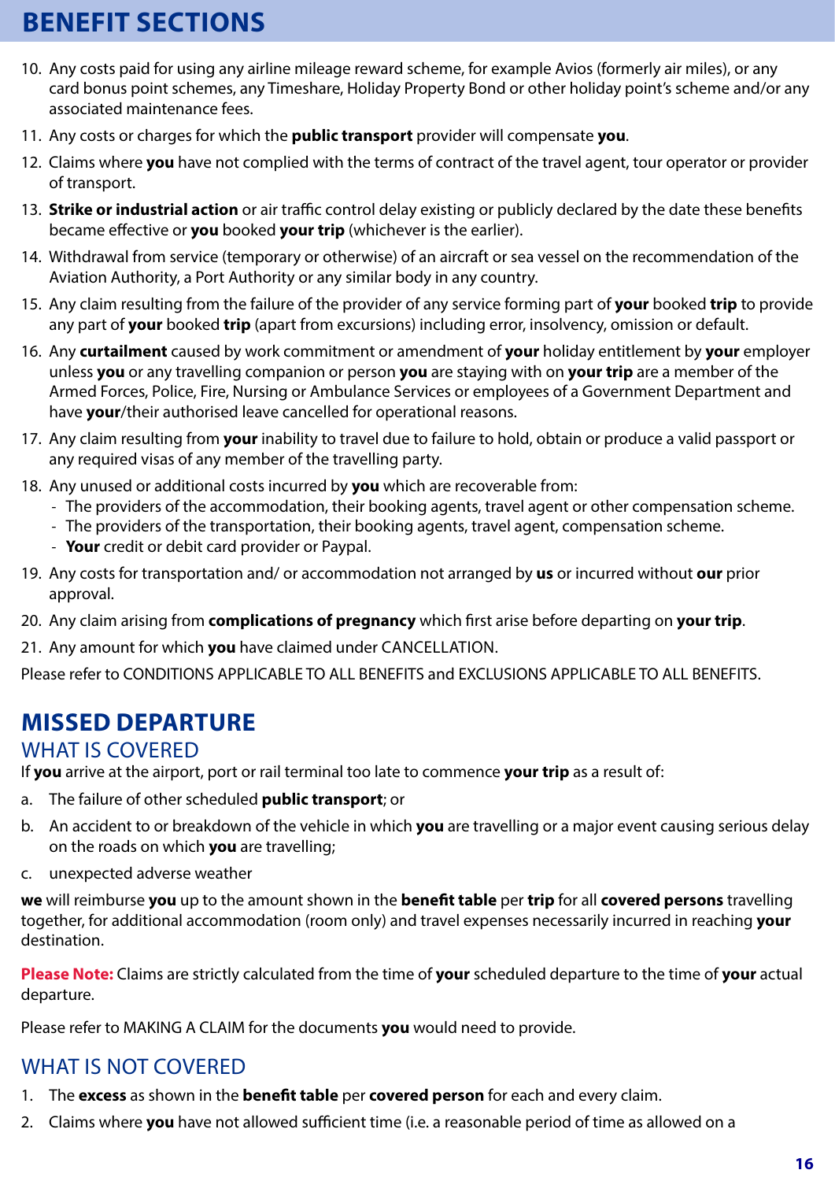# BENEFIT SECTIONS

10. Any costs paid for using any airline mileage reward scheme, for example Avios (formerly air miles), or any card bonus point schemes, any Timeshare, Holiday Property Bond or other holiday point's scheme and/or any associated maintenance fees.
11. Any costs or charges for which the **public transport** provider will compensate **you**.
12. Claims where **you** have not complied with the terms of contract of the travel agent, tour operator or provider of transport.
13. **Strike or industrial action** or air traffic control delay existing or publicly declared by the date these benefits became effective or **you** booked **your trip** (whichever is the earlier).
14. Withdrawal from service (temporary or otherwise) of an aircraft or sea vessel on the recommendation of the Aviation Authority, a Port Authority or any similar body in any country.
15. Any claim resulting from the failure of the provider of any service forming part of **your** booked **trip** to provide any part of **your** booked **trip** (apart from excursions) including error, insolvency, omission or default.
16. Any **curtailment** caused by work commitment or amendment of **your** holiday entitlement by **your** employer unless **you** or any travelling companion or person **you** are staying with on **your trip** are a member of the Armed Forces, Police, Fire, Nursing or Ambulance Services or employees of a Government Department and have **your**/their authorised leave cancelled for operational reasons.
17. Any claim resulting from **your** inability to travel due to failure to hold, obtain or produce a valid passport or any required visas of any member of the travelling party.
18. Any unused or additional costs incurred by **you** which are recoverable from:
    - The providers of the accommodation, their booking agents, travel agent or other compensation scheme.
    - The providers of the transportation, their booking agents, travel agent, compensation scheme.
    - **Your** credit or debit card provider or Paypal.
19. Any costs for transportation and/ or accommodation not arranged by **us** or incurred without **our** prior approval.
20. Any claim arising from **complications of pregnancy** which first arise before departing on **your trip**.
21. Any amount for which **you** have claimed under CANCELLATION.

Please refer to CONDITIONS APPLICABLE TO ALL BENEFITS and EXCLUSIONS APPLICABLE TO ALL BENEFITS.

## MISSED DEPARTURE

### WHAT IS COVERED

If **you** arrive at the airport, port or rail terminal too late to commence **your trip** as a result of:

a. The failure of other scheduled **public transport**; or
b. An accident to or breakdown of the vehicle in which **you** are travelling or a major event causing serious delay on the roads on which **you** are travelling;
c. unexpected adverse weather

**we** will reimburse **you** up to the amount shown in the **benefit table** per **trip** for all **covered persons** travelling together, for additional accommodation (room only) and travel expenses necessarily incurred in reaching **your** destination.

**Please Note:** Claims are strictly calculated from the time of **your** scheduled departure to the time of **your** actual departure.

Please refer to MAKING A CLAIM for the documents **you** would need to provide.

### WHAT IS NOT COVERED

1. The **excess** as shown in the **benefit table** per **covered person** for each and every claim.
2. Claims where **you** have not allowed sufficient time (i.e. a reasonable period of time as allowed on a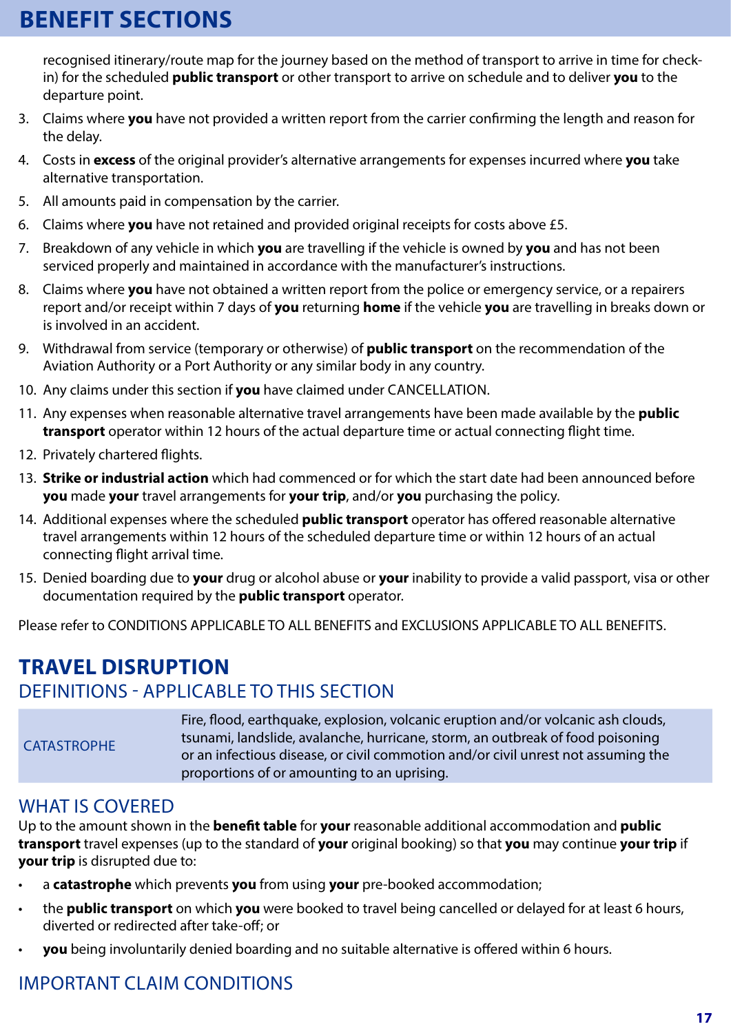recognised itinerary/route map for the journey based on the method of transport to arrive in time for check-in) for the scheduled **public transport** or other transport to arrive on schedule and to deliver **you** to the departure point.

3. Claims where **you** have not provided a written report from the carrier confirming the length and reason for the delay.
4. Costs in **excess** of the original provider's alternative arrangements for expenses incurred where **you** take alternative transportation.
5. All amounts paid in compensation by the carrier.
6. Claims where **you** have not retained and provided original receipts for costs above £5.
7. Breakdown of any vehicle in which **you** are travelling if the vehicle is owned by **you** and has not been serviced properly and maintained in accordance with the manufacturer's instructions.
8. Claims where **you** have not obtained a written report from the police or emergency service, or a repairers report and/or receipt within 7 days of **you** returning **home** if the vehicle **you** are travelling in breaks down or is involved in an accident.
9. Withdrawal from service (temporary or otherwise) of **public transport** on the recommendation of the Aviation Authority or a Port Authority or any similar body in any country.
10. Any claims under this section if **you** have claimed under CANCELLATION.
11. Any expenses when reasonable alternative travel arrangements have been made available by the **public transport** operator within 12 hours of the actual departure time or actual connecting flight time.
12. Privately chartered flights.
13. **Strike or industrial action** which had commenced or for which the start date had been announced before **you** made **your** travel arrangements for **your trip**, and/or **you** purchasing the policy.
14. Additional expenses where the scheduled **public transport** operator has offered reasonable alternative travel arrangements within 12 hours of the scheduled departure time or within 12 hours of an actual connecting flight arrival time.
15. Denied boarding due to **your** drug or alcohol abuse or **your** inability to provide a valid passport, visa or other documentation required by the **public transport** operator.

Please refer to CONDITIONS APPLICABLE TO ALL BENEFITS and EXCLUSIONS APPLICABLE TO ALL BENEFITS.

## TRAVEL DISRUPTION

### DEFINITIONS - APPLICABLE TO THIS SECTION

| | |
|---|---|
| CATASTROPHE | Fire, flood, earthquake, explosion, volcanic eruption and/or volcanic ash clouds, tsunami, landslide, avalanche, hurricane, storm, an outbreak of food poisoning or an infectious disease, or civil commotion and/or civil unrest not assuming the proportions of or amounting to an uprising. |

### WHAT IS COVERED

Up to the amount shown in the **benefit table** for **your** reasonable additional accommodation and **public transport** travel expenses (up to the standard of **your** original booking) so that **you** may continue **your trip** if **your trip** is disrupted due to:

- a **catastrophe** which prevents **you** from using **your** pre-booked accommodation;
- the **public transport** on which **you** were booked to travel being cancelled or delayed for at least 6 hours, diverted or redirected after take-off; or
- **you** being involuntarily denied boarding and no suitable alternative is offered within 6 hours.

### IMPORTANT CLAIM CONDITIONS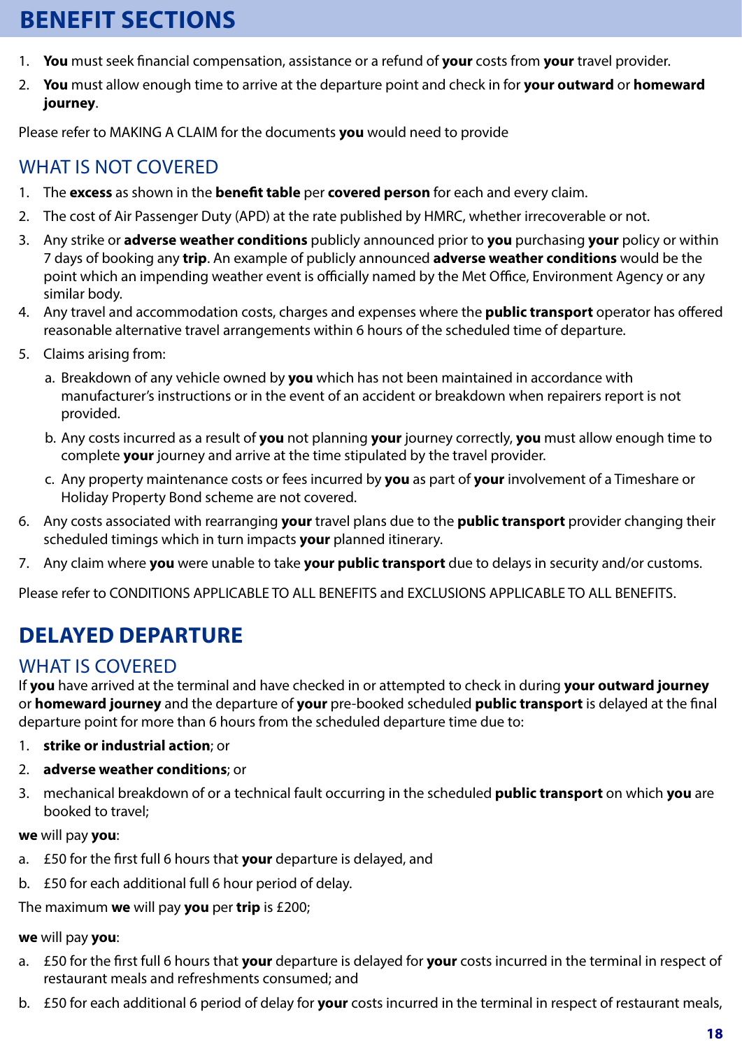# BENEFIT SECTIONS

1. **You** must seek financial compensation, assistance or a refund of **your** costs from **your** travel provider.
2. **You** must allow enough time to arrive at the departure point and check in for **your outward** or **homeward journey**.

Please refer to MAKING A CLAIM for the documents **you** would need to provide

## WHAT IS NOT COVERED

1. The **excess** as shown in the **benefit table** per **covered person** for each and every claim.
2. The cost of Air Passenger Duty (APD) at the rate published by HMRC, whether irrecoverable or not.
3. Any strike or **adverse weather conditions** publicly announced prior to **you** purchasing **your** policy or within 7 days of booking any **trip**. An example of publicly announced **adverse weather conditions** would be the point which an impending weather event is officially named by the Met Office, Environment Agency or any similar body.
4. Any travel and accommodation costs, charges and expenses where the **public transport** operator has offered reasonable alternative travel arrangements within 6 hours of the scheduled time of departure.
5. Claims arising from:
   a. Breakdown of any vehicle owned by **you** which has not been maintained in accordance with manufacturer's instructions or in the event of an accident or breakdown when repairers report is not provided.
   b. Any costs incurred as a result of **you** not planning **your** journey correctly, **you** must allow enough time to complete **your** journey and arrive at the time stipulated by the travel provider.
   c. Any property maintenance costs or fees incurred by **you** as part of **your** involvement of a Timeshare or Holiday Property Bond scheme are not covered.
6. Any costs associated with rearranging **your** travel plans due to the **public transport** provider changing their scheduled timings which in turn impacts **your** planned itinerary.
7. Any claim where **you** were unable to take **your public transport** due to delays in security and/or customs.

Please refer to CONDITIONS APPLICABLE TO ALL BENEFITS and EXCLUSIONS APPLICABLE TO ALL BENEFITS.

# DELAYED DEPARTURE

## WHAT IS COVERED

If **you** have arrived at the terminal and have checked in or attempted to check in during **your outward journey** or **homeward journey** and the departure of **your** pre-booked scheduled **public transport** is delayed at the final departure point for more than 6 hours from the scheduled departure time due to:

1. **strike or industrial action**; or
2. **adverse weather conditions**; or
3. mechanical breakdown of or a technical fault occurring in the scheduled **public transport** on which **you** are booked to travel;

**we** will pay **you**:

a. £50 for the first full 6 hours that **your** departure is delayed, and
b. £50 for each additional full 6 hour period of delay.

The maximum **we** will pay **you** per **trip** is £200;

**we** will pay **you**:

a. £50 for the first full 6 hours that **your** departure is delayed for **your** costs incurred in the terminal in respect of restaurant meals and refreshments consumed; and
b. £50 for each additional 6 period of delay for **your** costs incurred in the terminal in respect of restaurant meals,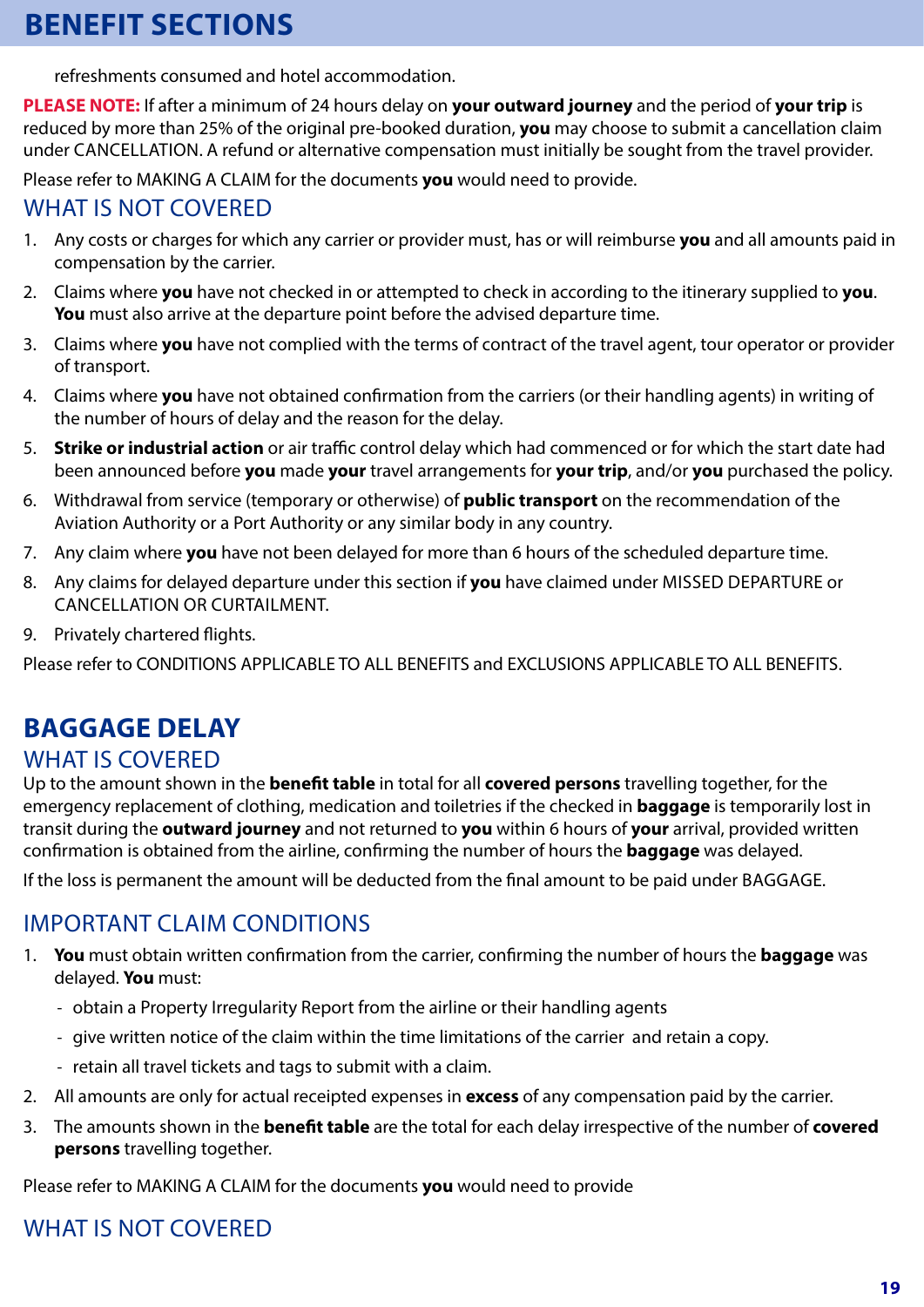refreshments consumed and hotel accommodation.

**PLEASE NOTE:** If after a minimum of 24 hours delay on **your outward journey** and the period of **your trip** is reduced by more than 25% of the original pre-booked duration, **you** may choose to submit a cancellation claim under CANCELLATION. A refund or alternative compensation must initially be sought from the travel provider.

Please refer to MAKING A CLAIM for the documents **you** would need to provide.

### WHAT IS NOT COVERED

1. Any costs or charges for which any carrier or provider must, has or will reimburse **you** and all amounts paid in compensation by the carrier.
2. Claims where **you** have not checked in or attempted to check in according to the itinerary supplied to **you**. **You** must also arrive at the departure point before the advised departure time.
3. Claims where **you** have not complied with the terms of contract of the travel agent, tour operator or provider of transport.
4. Claims where **you** have not obtained confirmation from the carriers (or their handling agents) in writing of the number of hours of delay and the reason for the delay.
5. **Strike or industrial action** or air traffic control delay which had commenced or for which the start date had been announced before **you** made **your** travel arrangements for **your trip**, and/or **you** purchased the policy.
6. Withdrawal from service (temporary or otherwise) of **public transport** on the recommendation of the Aviation Authority or a Port Authority or any similar body in any country.
7. Any claim where **you** have not been delayed for more than 6 hours of the scheduled departure time.
8. Any claims for delayed departure under this section if **you** have claimed under MISSED DEPARTURE or CANCELLATION OR CURTAILMENT.
9. Privately chartered flights.

Please refer to CONDITIONS APPLICABLE TO ALL BENEFITS and EXCLUSIONS APPLICABLE TO ALL BENEFITS.

## BAGGAGE DELAY

### WHAT IS COVERED

Up to the amount shown in the **benefit table** in total for all **covered persons** travelling together, for the emergency replacement of clothing, medication and toiletries if the checked in **baggage** is temporarily lost in transit during the **outward journey** and not returned to **you** within 6 hours of **your** arrival, provided written confirmation is obtained from the airline, confirming the number of hours the **baggage** was delayed.

If the loss is permanent the amount will be deducted from the final amount to be paid under BAGGAGE.

### IMPORTANT CLAIM CONDITIONS

1. **You** must obtain written confirmation from the carrier, confirming the number of hours the **baggage** was delayed. **You** must:
   - obtain a Property Irregularity Report from the airline or their handling agents
   - give written notice of the claim within the time limitations of the carrier and retain a copy.
   - retain all travel tickets and tags to submit with a claim.
2. All amounts are only for actual receipted expenses in **excess** of any compensation paid by the carrier.
3. The amounts shown in the **benefit table** are the total for each delay irrespective of the number of **covered persons** travelling together.

Please refer to MAKING A CLAIM for the documents **you** would need to provide

### WHAT IS NOT COVERED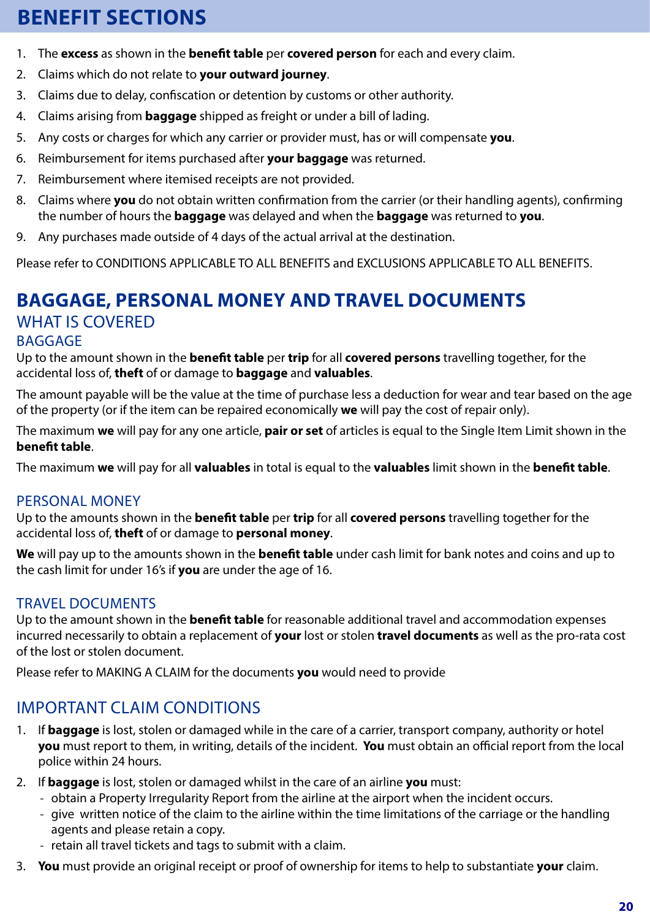# BENEFIT SECTIONS

1. The **excess** as shown in the **benefit table** per **covered person** for each and every claim.
2. Claims which do not relate to **your outward journey**.
3. Claims due to delay, confiscation or detention by customs or other authority.
4. Claims arising from **baggage** shipped as freight or under a bill of lading.
5. Any costs or charges for which any carrier or provider must, has or will compensate **you**.
6. Reimbursement for items purchased after **your baggage** was returned.
7. Reimbursement where itemised receipts are not provided.
8. Claims where **you** do not obtain written confirmation from the carrier (or their handling agents), confirming the number of hours the **baggage** was delayed and when the **baggage** was returned to **you**.
9. Any purchases made outside of 4 days of the actual arrival at the destination.

Please refer to CONDITIONS APPLICABLE TO ALL BENEFITS and EXCLUSIONS APPLICABLE TO ALL BENEFITS.

## BAGGAGE, PERSONAL MONEY AND TRAVEL DOCUMENTS

### WHAT IS COVERED

#### BAGGAGE

Up to the amount shown in the **benefit table** per **trip** for all **covered persons** travelling together, for the accidental loss of, **theft** of or damage to **baggage** and **valuables**.

The amount payable will be the value at the time of purchase less a deduction for wear and tear based on the age of the property (or if the item can be repaired economically **we** will pay the cost of repair only).

The maximum **we** will pay for any one article, **pair or set** of articles is equal to the Single Item Limit shown in the **benefit table**.

The maximum **we** will pay for all **valuables** in total is equal to the **valuables** limit shown in the **benefit table**.

#### PERSONAL MONEY

Up to the amounts shown in the **benefit table** per **trip** for all **covered persons** travelling together for the accidental loss of, **theft** of or damage to **personal money**.

**We** will pay up to the amounts shown in the **benefit table** under cash limit for bank notes and coins and up to the cash limit for under 16's if **you** are under the age of 16.

#### TRAVEL DOCUMENTS

Up to the amount shown in the **benefit table** for reasonable additional travel and accommodation expenses incurred necessarily to obtain a replacement of **your** lost or stolen **travel documents** as well as the pro-rata cost of the lost or stolen document.

Please refer to MAKING A CLAIM for the documents **you** would need to provide

### IMPORTANT CLAIM CONDITIONS

1. If **baggage** is lost, stolen or damaged while in the care of a carrier, transport company, authority or hotel **you** must report to them, in writing, details of the incident. **You** must obtain an official report from the local police within 24 hours.
2. If **baggage** is lost, stolen or damaged whilst in the care of an airline **you** must:
   - obtain a Property Irregularity Report from the airline at the airport when the incident occurs.
   - give written notice of the claim to the airline within the time limitations of the carriage or the handling agents and please retain a copy.
   - retain all travel tickets and tags to submit with a claim.
3. **You** must provide an original receipt or proof of ownership for items to help to substantiate **your** claim.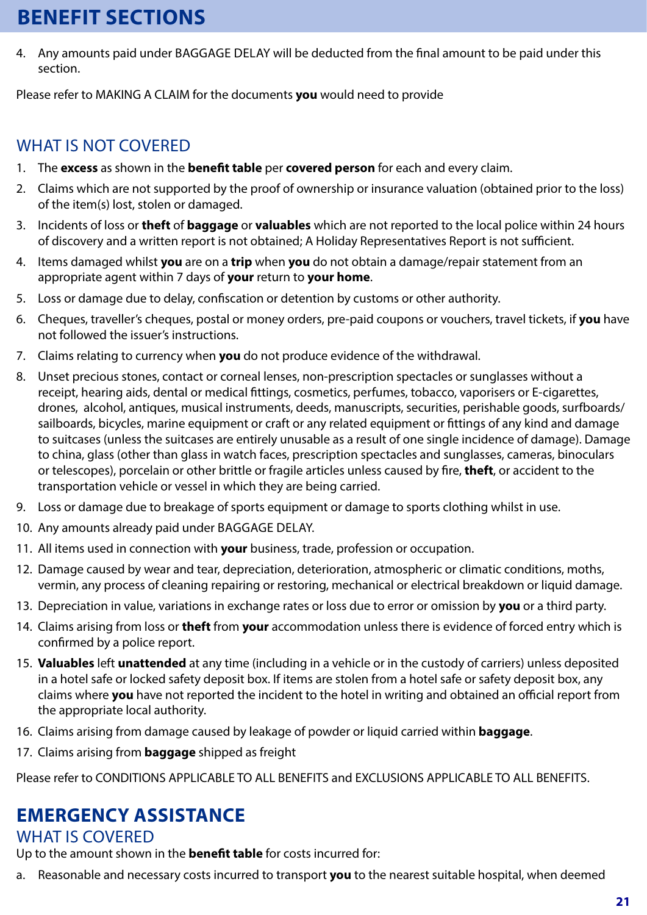4. Any amounts paid under BAGGAGE DELAY will be deducted from the final amount to be paid under this section.

Please refer to MAKING A CLAIM for the documents **you** would need to provide

## WHAT IS NOT COVERED

1. The **excess** as shown in the **benefit table** per **covered person** for each and every claim.
2. Claims which are not supported by the proof of ownership or insurance valuation (obtained prior to the loss) of the item(s) lost, stolen or damaged.
3. Incidents of loss or **theft** of **baggage** or **valuables** which are not reported to the local police within 24 hours of discovery and a written report is not obtained; A Holiday Representatives Report is not sufficient.
4. Items damaged whilst **you** are on a **trip** when **you** do not obtain a damage/repair statement from an appropriate agent within 7 days of **your** return to **your home**.
5. Loss or damage due to delay, confiscation or detention by customs or other authority.
6. Cheques, traveller's cheques, postal or money orders, pre-paid coupons or vouchers, travel tickets, if **you** have not followed the issuer's instructions.
7. Claims relating to currency when **you** do not produce evidence of the withdrawal.
8. Unset precious stones, contact or corneal lenses, non-prescription spectacles or sunglasses without a receipt, hearing aids, dental or medical fittings, cosmetics, perfumes, tobacco, vaporisers or E-cigarettes, drones, alcohol, antiques, musical instruments, deeds, manuscripts, securities, perishable goods, surfboards/sailboards, bicycles, marine equipment or craft or any related equipment or fittings of any kind and damage to suitcases (unless the suitcases are entirely unusable as a result of one single incidence of damage). Damage to china, glass (other than glass in watch faces, prescription spectacles and sunglasses, cameras, binoculars or telescopes), porcelain or other brittle or fragile articles unless caused by fire, **theft**, or accident to the transportation vehicle or vessel in which they are being carried.
9. Loss or damage due to breakage of sports equipment or damage to sports clothing whilst in use.
10. Any amounts already paid under BAGGAGE DELAY.
11. All items used in connection with **your** business, trade, profession or occupation.
12. Damage caused by wear and tear, depreciation, deterioration, atmospheric or climatic conditions, moths, vermin, any process of cleaning repairing or restoring, mechanical or electrical breakdown or liquid damage.
13. Depreciation in value, variations in exchange rates or loss due to error or omission by **you** or a third party.
14. Claims arising from loss or **theft** from **your** accommodation unless there is evidence of forced entry which is confirmed by a police report.
15. **Valuables** left **unattended** at any time (including in a vehicle or in the custody of carriers) unless deposited in a hotel safe or locked safety deposit box. If items are stolen from a hotel safe or safety deposit box, any claims where **you** have not reported the incident to the hotel in writing and obtained an official report from the appropriate local authority.
16. Claims arising from damage caused by leakage of powder or liquid carried within **baggage**.
17. Claims arising from **baggage** shipped as freight

Please refer to CONDITIONS APPLICABLE TO ALL BENEFITS and EXCLUSIONS APPLICABLE TO ALL BENEFITS.

# EMERGENCY ASSISTANCE

## WHAT IS COVERED

Up to the amount shown in the **benefit table** for costs incurred for:

a. Reasonable and necessary costs incurred to transport **you** to the nearest suitable hospital, when deemed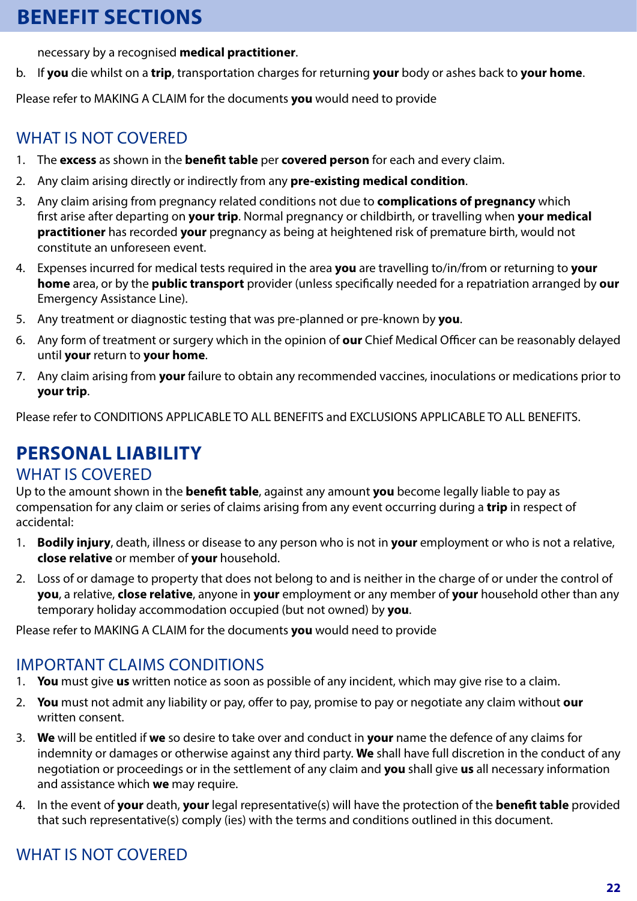necessary by a recognised **medical practitioner**.

b. If **you** die whilst on a **trip**, transportation charges for returning **your** body or ashes back to **your home**.

Please refer to MAKING A CLAIM for the documents **you** would need to provide

## WHAT IS NOT COVERED

1. The **excess** as shown in the **benefit table** per **covered person** for each and every claim.
2. Any claim arising directly or indirectly from any **pre-existing medical condition**.
3. Any claim arising from pregnancy related conditions not due to **complications of pregnancy** which first arise after departing on **your trip**. Normal pregnancy or childbirth, or travelling when **your medical practitioner** has recorded **your** pregnancy as being at heightened risk of premature birth, would not constitute an unforeseen event.
4. Expenses incurred for medical tests required in the area **you** are travelling to/in/from or returning to **your home** area, or by the **public transport** provider (unless specifically needed for a repatriation arranged by **our** Emergency Assistance Line).
5. Any treatment or diagnostic testing that was pre-planned or pre-known by **you**.
6. Any form of treatment or surgery which in the opinion of **our** Chief Medical Officer can be reasonably delayed until **your** return to **your home**.
7. Any claim arising from **your** failure to obtain any recommended vaccines, inoculations or medications prior to **your trip**.

Please refer to CONDITIONS APPLICABLE TO ALL BENEFITS and EXCLUSIONS APPLICABLE TO ALL BENEFITS.

# PERSONAL LIABILITY

## WHAT IS COVERED

Up to the amount shown in the **benefit table**, against any amount **you** become legally liable to pay as compensation for any claim or series of claims arising from any event occurring during a **trip** in respect of accidental:

1. **Bodily injury**, death, illness or disease to any person who is not in **your** employment or who is not a relative, **close relative** or member of **your** household.
2. Loss of or damage to property that does not belong to and is neither in the charge of or under the control of **you**, a relative, **close relative**, anyone in **your** employment or any member of **your** household other than any temporary holiday accommodation occupied (but not owned) by **you**.

Please refer to MAKING A CLAIM for the documents **you** would need to provide

## IMPORTANT CLAIMS CONDITIONS

1. **You** must give **us** written notice as soon as possible of any incident, which may give rise to a claim.
2. **You** must not admit any liability or pay, offer to pay, promise to pay or negotiate any claim without **our** written consent.
3. **We** will be entitled if **we** so desire to take over and conduct in **your** name the defence of any claims for indemnity or damages or otherwise against any third party. **We** shall have full discretion in the conduct of any negotiation or proceedings or in the settlement of any claim and **you** shall give **us** all necessary information and assistance which **we** may require.
4. In the event of **your** death, **your** legal representative(s) will have the protection of the **benefit table** provided that such representative(s) comply (ies) with the terms and conditions outlined in this document.

## WHAT IS NOT COVERED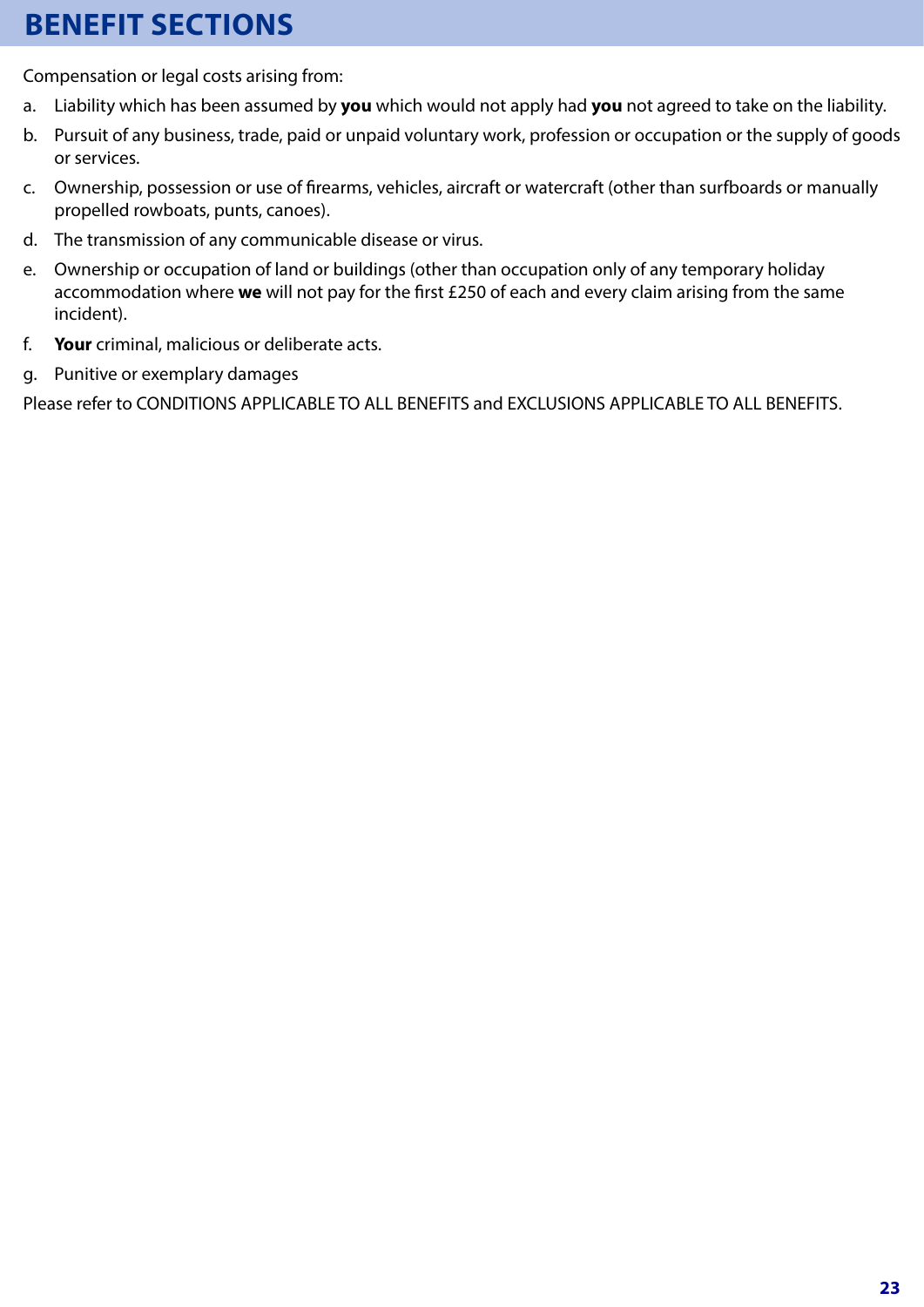# BENEFIT SECTIONS

Compensation or legal costs arising from:

a. Liability which has been assumed by **you** which would not apply had **you** not agreed to take on the liability.
b. Pursuit of any business, trade, paid or unpaid voluntary work, profession or occupation or the supply of goods or services.
c. Ownership, possession or use of firearms, vehicles, aircraft or watercraft (other than surfboards or manually propelled rowboats, punts, canoes).
d. The transmission of any communicable disease or virus.
e. Ownership or occupation of land or buildings (other than occupation only of any temporary holiday accommodation where **we** will not pay for the first £250 of each and every claim arising from the same incident).
f. **Your** criminal, malicious or deliberate acts.
g. Punitive or exemplary damages

Please refer to CONDITIONS APPLICABLE TO ALL BENEFITS and EXCLUSIONS APPLICABLE TO ALL BENEFITS.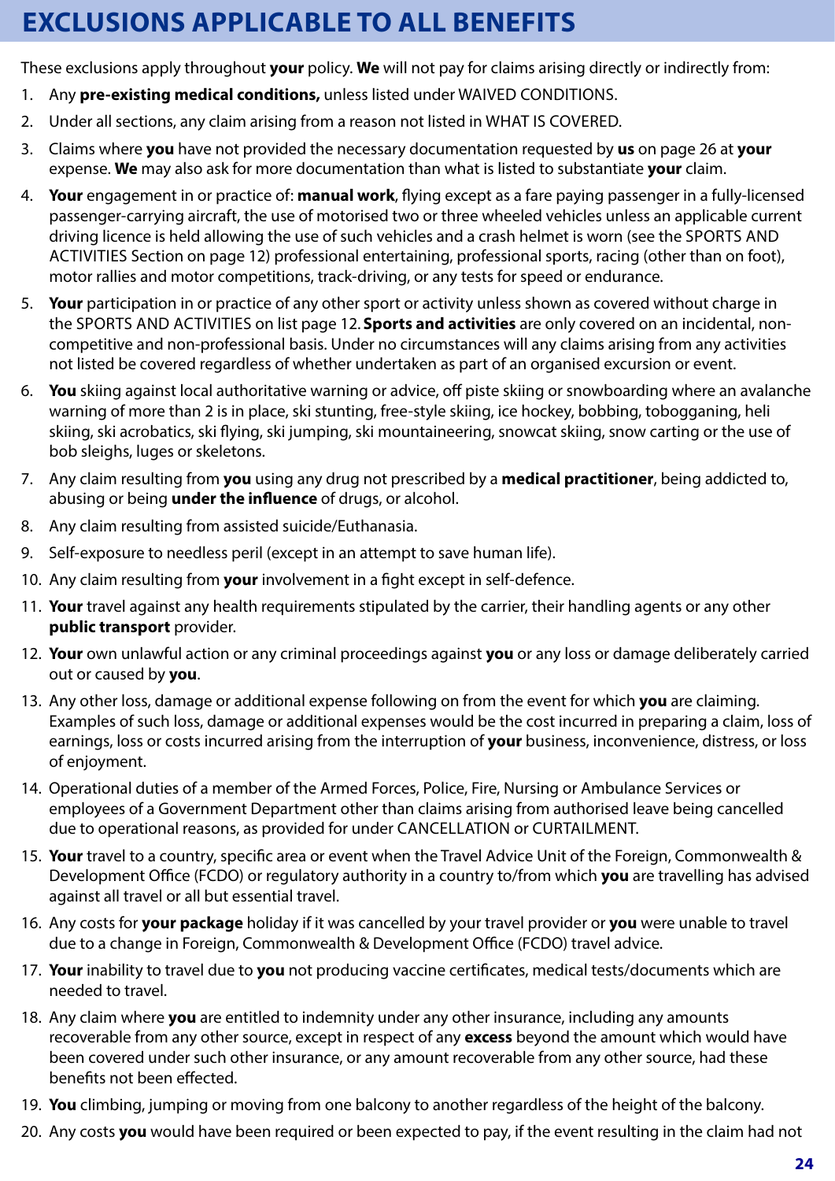# EXCLUSIONS APPLICABLE TO ALL BENEFITS

These exclusions apply throughout **your** policy. **We** will not pay for claims arising directly or indirectly from:

1. Any **pre-existing medical conditions,** unless listed under WAIVED CONDITIONS.
2. Under all sections, any claim arising from a reason not listed in WHAT IS COVERED.
3. Claims where **you** have not provided the necessary documentation requested by **us** on page 26 at **your** expense. **We** may also ask for more documentation than what is listed to substantiate **your** claim.
4. **Your** engagement in or practice of: **manual work**, flying except as a fare paying passenger in a fully-licensed passenger-carrying aircraft, the use of motorised two or three wheeled vehicles unless an applicable current driving licence is held allowing the use of such vehicles and a crash helmet is worn (see the SPORTS AND ACTIVITIES Section on page 12) professional entertaining, professional sports, racing (other than on foot), motor rallies and motor competitions, track-driving, or any tests for speed or endurance.
5. **Your** participation in or practice of any other sport or activity unless shown as covered without charge in the SPORTS AND ACTIVITIES on list page 12. **Sports and activities** are only covered on an incidental, non-competitive and non-professional basis. Under no circumstances will any claims arising from any activities not listed be covered regardless of whether undertaken as part of an organised excursion or event.
6. **You** skiing against local authoritative warning or advice, off piste skiing or snowboarding where an avalanche warning of more than 2 is in place, ski stunting, free-style skiing, ice hockey, bobbing, tobogganing, heli skiing, ski acrobatics, ski flying, ski jumping, ski mountaineering, snowcat skiing, snow carting or the use of bob sleighs, luges or skeletons.
7. Any claim resulting from **you** using any drug not prescribed by a **medical practitioner**, being addicted to, abusing or being **under the influence** of drugs, or alcohol.
8. Any claim resulting from assisted suicide/Euthanasia.
9. Self-exposure to needless peril (except in an attempt to save human life).
10. Any claim resulting from **your** involvement in a fight except in self-defence.
11. **Your** travel against any health requirements stipulated by the carrier, their handling agents or any other **public transport** provider.
12. **Your** own unlawful action or any criminal proceedings against **you** or any loss or damage deliberately carried out or caused by **you**.
13. Any other loss, damage or additional expense following on from the event for which **you** are claiming. Examples of such loss, damage or additional expenses would be the cost incurred in preparing a claim, loss of earnings, loss or costs incurred arising from the interruption of **your** business, inconvenience, distress, or loss of enjoyment.
14. Operational duties of a member of the Armed Forces, Police, Fire, Nursing or Ambulance Services or employees of a Government Department other than claims arising from authorised leave being cancelled due to operational reasons, as provided for under CANCELLATION or CURTAILMENT.
15. **Your** travel to a country, specific area or event when the Travel Advice Unit of the Foreign, Commonwealth & Development Office (FCDO) or regulatory authority in a country to/from which **you** are travelling has advised against all travel or all but essential travel.
16. Any costs for **your package** holiday if it was cancelled by your travel provider or **you** were unable to travel due to a change in Foreign, Commonwealth & Development Office (FCDO) travel advice.
17. **Your** inability to travel due to **you** not producing vaccine certificates, medical tests/documents which are needed to travel.
18. Any claim where **you** are entitled to indemnity under any other insurance, including any amounts recoverable from any other source, except in respect of any **excess** beyond the amount which would have been covered under such other insurance, or any amount recoverable from any other source, had these benefits not been effected.
19. **You** climbing, jumping or moving from one balcony to another regardless of the height of the balcony.
20. Any costs **you** would have been required or been expected to pay, if the event resulting in the claim had not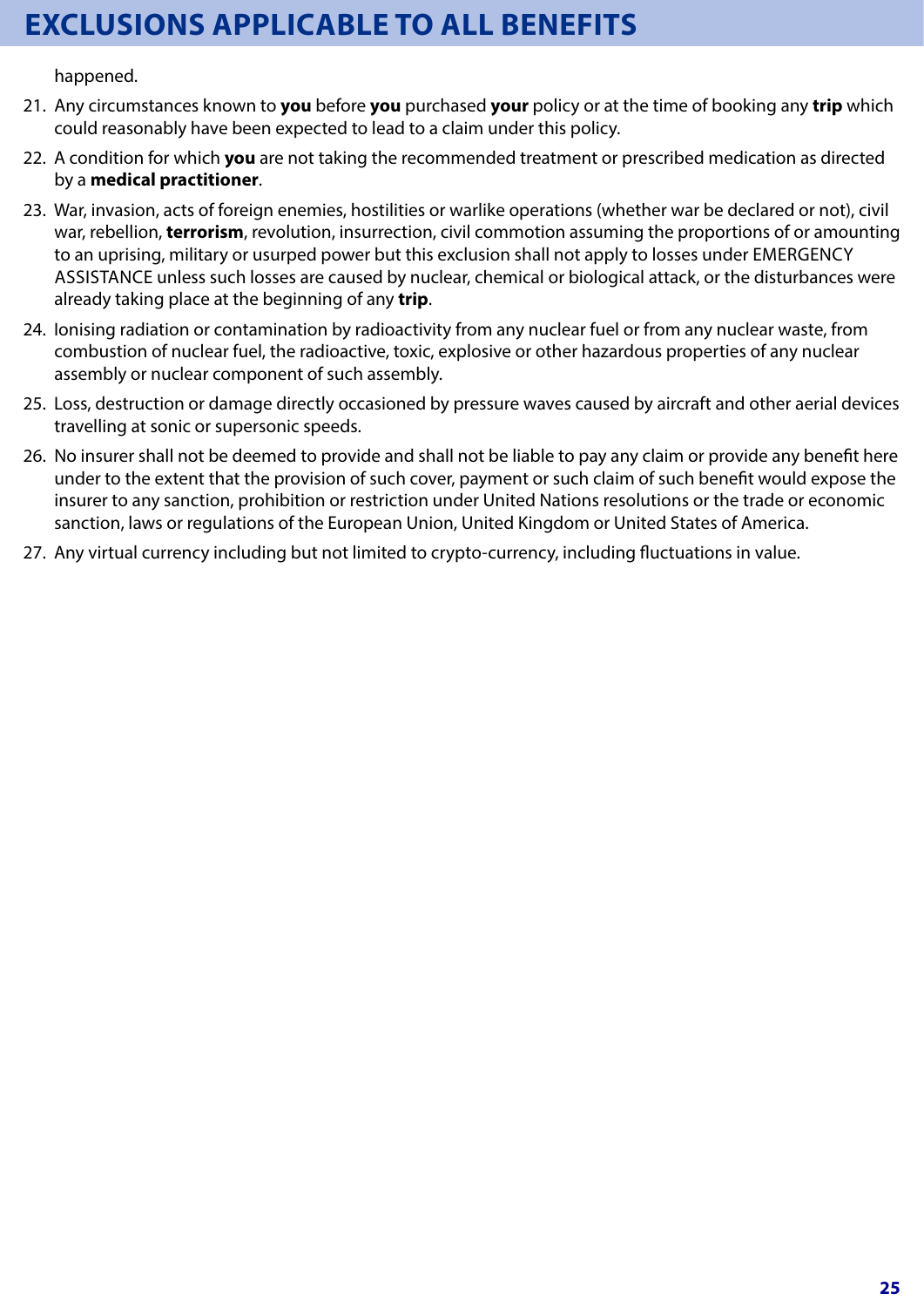# EXCLUSIONS APPLICABLE TO ALL BENEFITS

happened.

21. Any circumstances known to **you** before **you** purchased **your** policy or at the time of booking any **trip** which could reasonably have been expected to lead to a claim under this policy.
22. A condition for which **you** are not taking the recommended treatment or prescribed medication as directed by a **medical practitioner**.
23. War, invasion, acts of foreign enemies, hostilities or warlike operations (whether war be declared or not), civil war, rebellion, **terrorism**, revolution, insurrection, civil commotion assuming the proportions of or amounting to an uprising, military or usurped power but this exclusion shall not apply to losses under EMERGENCY ASSISTANCE unless such losses are caused by nuclear, chemical or biological attack, or the disturbances were already taking place at the beginning of any **trip**.
24. Ionising radiation or contamination by radioactivity from any nuclear fuel or from any nuclear waste, from combustion of nuclear fuel, the radioactive, toxic, explosive or other hazardous properties of any nuclear assembly or nuclear component of such assembly.
25. Loss, destruction or damage directly occasioned by pressure waves caused by aircraft and other aerial devices travelling at sonic or supersonic speeds.
26. No insurer shall not be deemed to provide and shall not be liable to pay any claim or provide any benefit here under to the extent that the provision of such cover, payment or such claim of such benefit would expose the insurer to any sanction, prohibition or restriction under United Nations resolutions or the trade or economic sanction, laws or regulations of the European Union, United Kingdom or United States of America.
27. Any virtual currency including but not limited to crypto-currency, including fluctuations in value.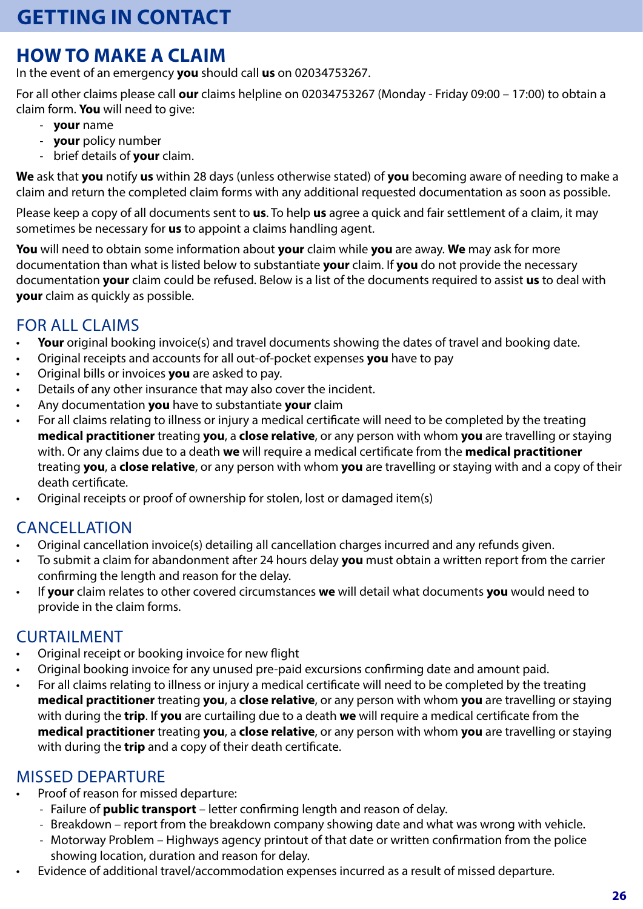# GETTING IN CONTACT

## HOW TO MAKE A CLAIM

In the event of an emergency **you** should call **us** on 02034753267.

For all other claims please call **our** claims helpline on 02034753267 (Monday - Friday 09:00 – 17:00) to obtain a claim form. **You** will need to give:

- **your** name
- **your** policy number
- brief details of **your** claim.

**We** ask that **you** notify **us** within 28 days (unless otherwise stated) of **you** becoming aware of needing to make a claim and return the completed claim forms with any additional requested documentation as soon as possible.

Please keep a copy of all documents sent to **us**. To help **us** agree a quick and fair settlement of a claim, it may sometimes be necessary for **us** to appoint a claims handling agent.

**You** will need to obtain some information about **your** claim while **you** are away. **We** may ask for more documentation than what is listed below to substantiate **your** claim. If **you** do not provide the necessary documentation **your** claim could be refused. Below is a list of the documents required to assist **us** to deal with **your** claim as quickly as possible.

### FOR ALL CLAIMS

- **Your** original booking invoice(s) and travel documents showing the dates of travel and booking date.
- Original receipts and accounts for all out-of-pocket expenses **you** have to pay
- Original bills or invoices **you** are asked to pay.
- Details of any other insurance that may also cover the incident.
- Any documentation **you** have to substantiate **your** claim
- For all claims relating to illness or injury a medical certificate will need to be completed by the treating **medical practitioner** treating **you**, a **close relative**, or any person with whom **you** are travelling or staying with. Or any claims due to a death **we** will require a medical certificate from the **medical practitioner** treating **you**, a **close relative**, or any person with whom **you** are travelling or staying with and a copy of their death certificate.
- Original receipts or proof of ownership for stolen, lost or damaged item(s)

### CANCELLATION

- Original cancellation invoice(s) detailing all cancellation charges incurred and any refunds given.
- To submit a claim for abandonment after 24 hours delay **you** must obtain a written report from the carrier confirming the length and reason for the delay.
- If **your** claim relates to other covered circumstances **we** will detail what documents **you** would need to provide in the claim forms.

### CURTAILMENT

- Original receipt or booking invoice for new flight
- Original booking invoice for any unused pre-paid excursions confirming date and amount paid.
- For all claims relating to illness or injury a medical certificate will need to be completed by the treating **medical practitioner** treating **you**, a **close relative**, or any person with whom **you** are travelling or staying with during the **trip**. If **you** are curtailing due to a death **we** will require a medical certificate from the **medical practitioner** treating **you**, a **close relative**, or any person with whom **you** are travelling or staying with during the **trip** and a copy of their death certificate.

### MISSED DEPARTURE

- Proof of reason for missed departure:
  - Failure of **public transport** – letter confirming length and reason of delay.
  - Breakdown – report from the breakdown company showing date and what was wrong with vehicle.
  - Motorway Problem – Highways agency printout of that date or written confirmation from the police showing location, duration and reason for delay.
- Evidence of additional travel/accommodation expenses incurred as a result of missed departure.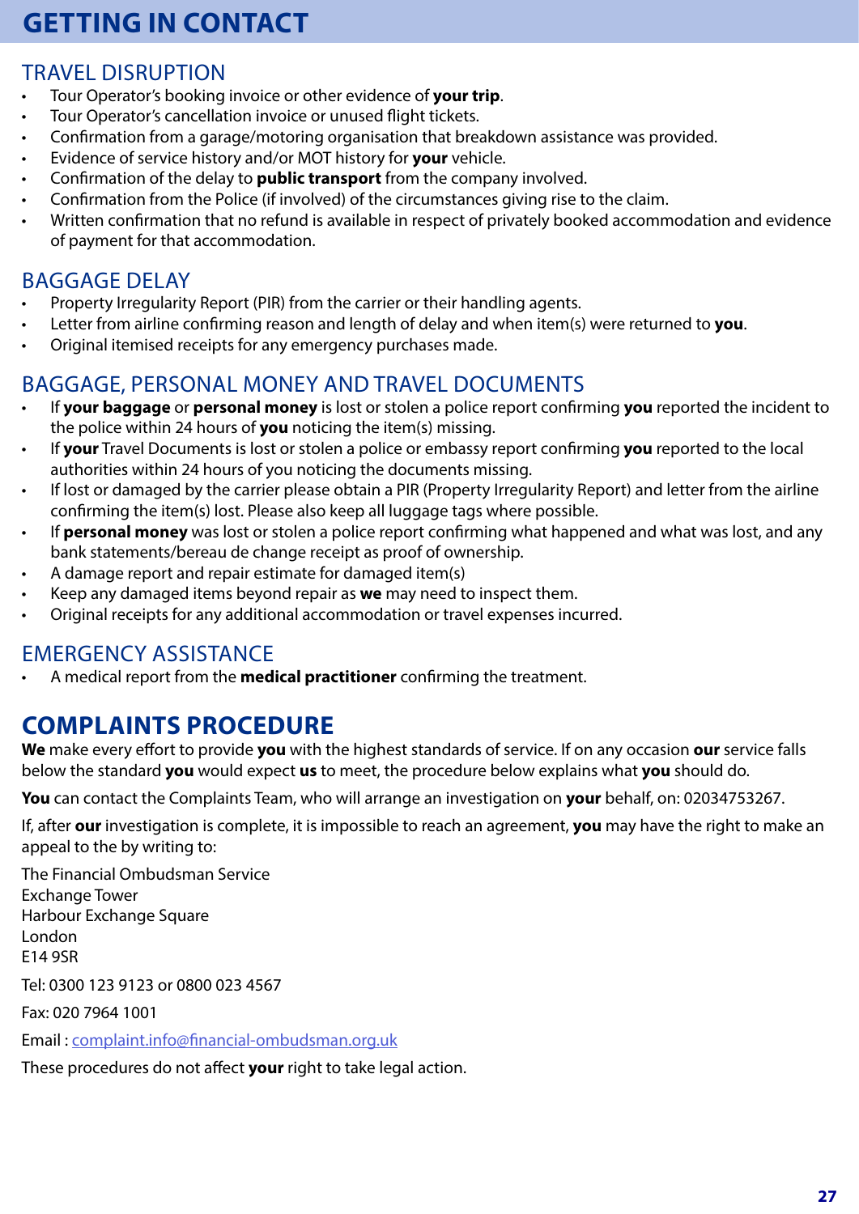# GETTING IN CONTACT

## TRAVEL DISRUPTION

- Tour Operator's booking invoice or other evidence of **your trip**.
- Tour Operator's cancellation invoice or unused flight tickets.
- Confirmation from a garage/motoring organisation that breakdown assistance was provided.
- Evidence of service history and/or MOT history for **your** vehicle.
- Confirmation of the delay to **public transport** from the company involved.
- Confirmation from the Police (if involved) of the circumstances giving rise to the claim.
- Written confirmation that no refund is available in respect of privately booked accommodation and evidence of payment for that accommodation.

## BAGGAGE DELAY

- Property Irregularity Report (PIR) from the carrier or their handling agents.
- Letter from airline confirming reason and length of delay and when item(s) were returned to **you**.
- Original itemised receipts for any emergency purchases made.

## BAGGAGE, PERSONAL MONEY AND TRAVEL DOCUMENTS

- If **your baggage** or **personal money** is lost or stolen a police report confirming **you** reported the incident to the police within 24 hours of **you** noticing the item(s) missing.
- If **your** Travel Documents is lost or stolen a police or embassy report confirming **you** reported to the local authorities within 24 hours of you noticing the documents missing.
- If lost or damaged by the carrier please obtain a PIR (Property Irregularity Report) and letter from the airline confirming the item(s) lost. Please also keep all luggage tags where possible.
- If **personal money** was lost or stolen a police report confirming what happened and what was lost, and any bank statements/bereau de change receipt as proof of ownership.
- A damage report and repair estimate for damaged item(s)
- Keep any damaged items beyond repair as **we** may need to inspect them.
- Original receipts for any additional accommodation or travel expenses incurred.

## EMERGENCY ASSISTANCE

- A medical report from the **medical practitioner** confirming the treatment.

# COMPLAINTS PROCEDURE

**We** make every effort to provide **you** with the highest standards of service. If on any occasion **our** service falls below the standard **you** would expect **us** to meet, the procedure below explains what **you** should do.

**You** can contact the Complaints Team, who will arrange an investigation on **your** behalf, on: 02034753267.

If, after **our** investigation is complete, it is impossible to reach an agreement, **you** may have the right to make an appeal to the by writing to:

The Financial Ombudsman Service
Exchange Tower
Harbour Exchange Square
London
E14 9SR

Tel: 0300 123 9123 or 0800 023 4567

Fax: 020 7964 1001

Email : complaint.info@financial-ombudsman.org.uk

These procedures do not affect **your** right to take legal action.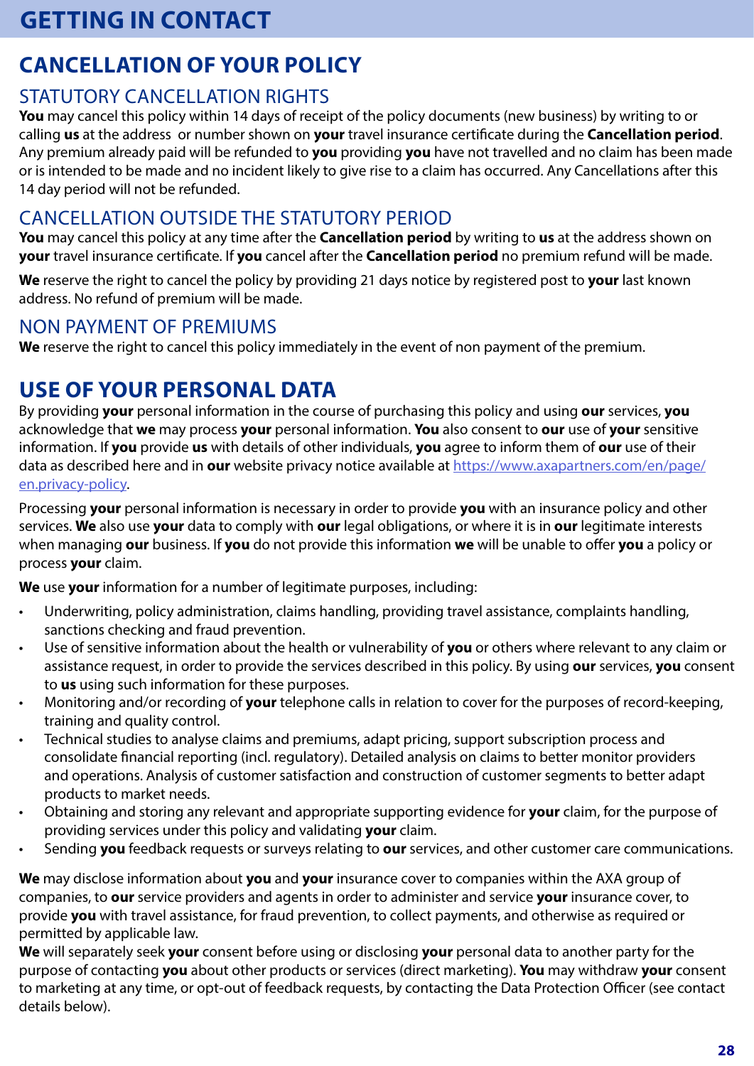# GETTING IN CONTACT

## CANCELLATION OF YOUR POLICY

### STATUTORY CANCELLATION RIGHTS

**You** may cancel this policy within 14 days of receipt of the policy documents (new business) by writing to or calling **us** at the address or number shown on **your** travel insurance certificate during the **Cancellation period**. Any premium already paid will be refunded to **you** providing **you** have not travelled and no claim has been made or is intended to be made and no incident likely to give rise to a claim has occurred. Any Cancellations after this 14 day period will not be refunded.

### CANCELLATION OUTSIDE THE STATUTORY PERIOD

**You** may cancel this policy at any time after the **Cancellation period** by writing to **us** at the address shown on **your** travel insurance certificate. If **you** cancel after the **Cancellation period** no premium refund will be made.

**We** reserve the right to cancel the policy by providing 21 days notice by registered post to **your** last known address. No refund of premium will be made.

### NON PAYMENT OF PREMIUMS

**We** reserve the right to cancel this policy immediately in the event of non payment of the premium.

## USE OF YOUR PERSONAL DATA

By providing **your** personal information in the course of purchasing this policy and using **our** services, **you** acknowledge that **we** may process **your** personal information. **You** also consent to **our** use of **your** sensitive information. If **you** provide **us** with details of other individuals, **you** agree to inform them of **our** use of their data as described here and in **our** website privacy notice available at [https://www.axapartners.com/en/page/en.privacy-policy](https://www.axapartners.com/en/page/en.privacy-policy).

Processing **your** personal information is necessary in order to provide **you** with an insurance policy and other services. **We** also use **your** data to comply with **our** legal obligations, or where it is in **our** legitimate interests when managing **our** business. If **you** do not provide this information **we** will be unable to offer **you** a policy or process **your** claim.

**We** use **your** information for a number of legitimate purposes, including:

- Underwriting, policy administration, claims handling, providing travel assistance, complaints handling, sanctions checking and fraud prevention.
- Use of sensitive information about the health or vulnerability of **you** or others where relevant to any claim or assistance request, in order to provide the services described in this policy. By using **our** services, **you** consent to **us** using such information for these purposes.
- Monitoring and/or recording of **your** telephone calls in relation to cover for the purposes of record-keeping, training and quality control.
- Technical studies to analyse claims and premiums, adapt pricing, support subscription process and consolidate financial reporting (incl. regulatory). Detailed analysis on claims to better monitor providers and operations. Analysis of customer satisfaction and construction of customer segments to better adapt products to market needs.
- Obtaining and storing any relevant and appropriate supporting evidence for **your** claim, for the purpose of providing services under this policy and validating **your** claim.
- Sending **you** feedback requests or surveys relating to **our** services, and other customer care communications.

**We** may disclose information about **you** and **your** insurance cover to companies within the AXA group of companies, to **our** service providers and agents in order to administer and service **your** insurance cover, to provide **you** with travel assistance, for fraud prevention, to collect payments, and otherwise as required or permitted by applicable law.

**We** will separately seek **your** consent before using or disclosing **your** personal data to another party for the purpose of contacting **you** about other products or services (direct marketing). **You** may withdraw **your** consent to marketing at any time, or opt-out of feedback requests, by contacting the Data Protection Officer (see contact details below).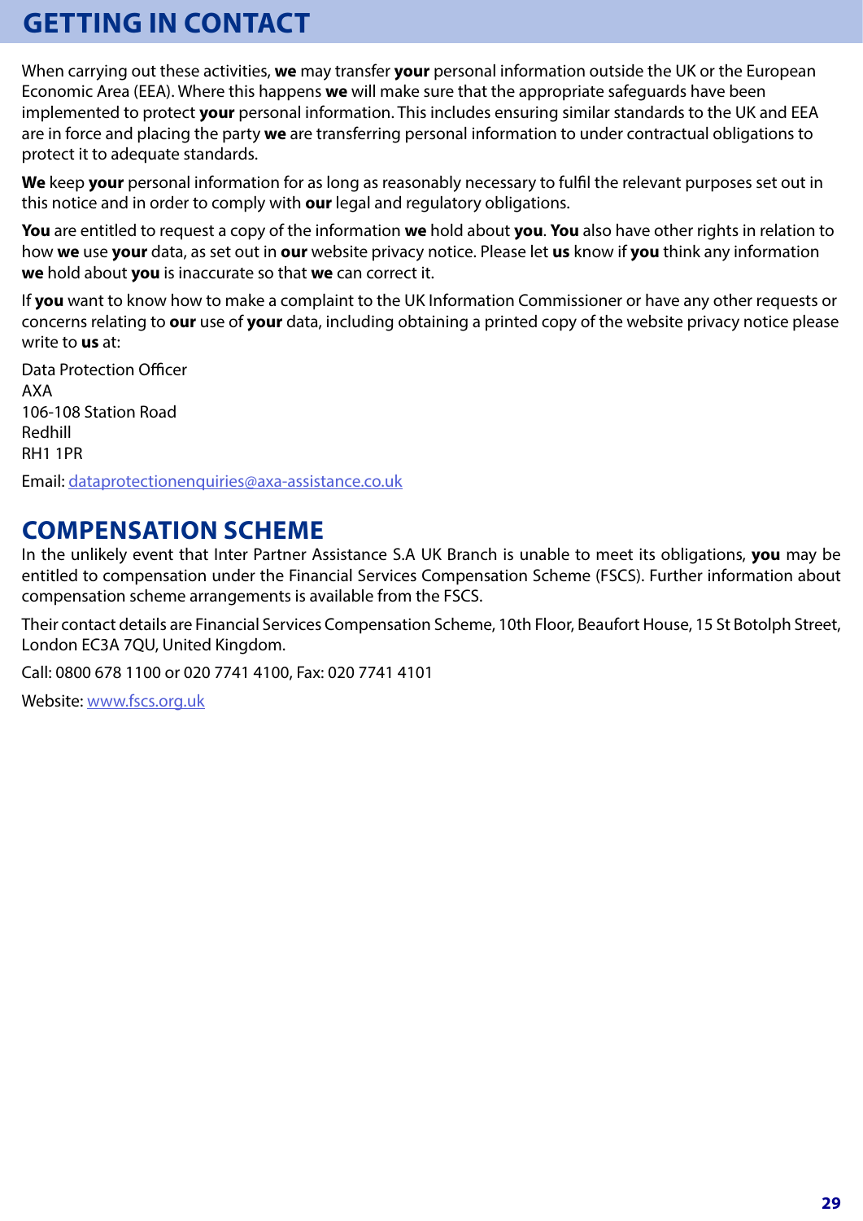# GETTING IN CONTACT

When carrying out these activities, **we** may transfer **your** personal information outside the UK or the European Economic Area (EEA). Where this happens **we** will make sure that the appropriate safeguards have been implemented to protect **your** personal information. This includes ensuring similar standards to the UK and EEA are in force and placing the party **we** are transferring personal information to under contractual obligations to protect it to adequate standards.

**We** keep **your** personal information for as long as reasonably necessary to fulfil the relevant purposes set out in this notice and in order to comply with **our** legal and regulatory obligations.

**You** are entitled to request a copy of the information **we** hold about **you**. **You** also have other rights in relation to how **we** use **your** data, as set out in **our** website privacy notice. Please let **us** know if **you** think any information **we** hold about **you** is inaccurate so that **we** can correct it.

If **you** want to know how to make a complaint to the UK Information Commissioner or have any other requests or concerns relating to **our** use of **your** data, including obtaining a printed copy of the website privacy notice please write to **us** at:

Data Protection Officer
AXA
106-108 Station Road
Redhill
RH1 1PR

Email: dataprotectionenquiries@axa-assistance.co.uk

## COMPENSATION SCHEME

In the unlikely event that Inter Partner Assistance S.A UK Branch is unable to meet its obligations, **you** may be entitled to compensation under the Financial Services Compensation Scheme (FSCS). Further information about compensation scheme arrangements is available from the FSCS.

Their contact details are Financial Services Compensation Scheme, 10th Floor, Beaufort House, 15 St Botolph Street, London EC3A 7QU, United Kingdom.

Call: 0800 678 1100 or 020 7741 4100, Fax: 020 7741 4101

Website: www.fscs.org.uk